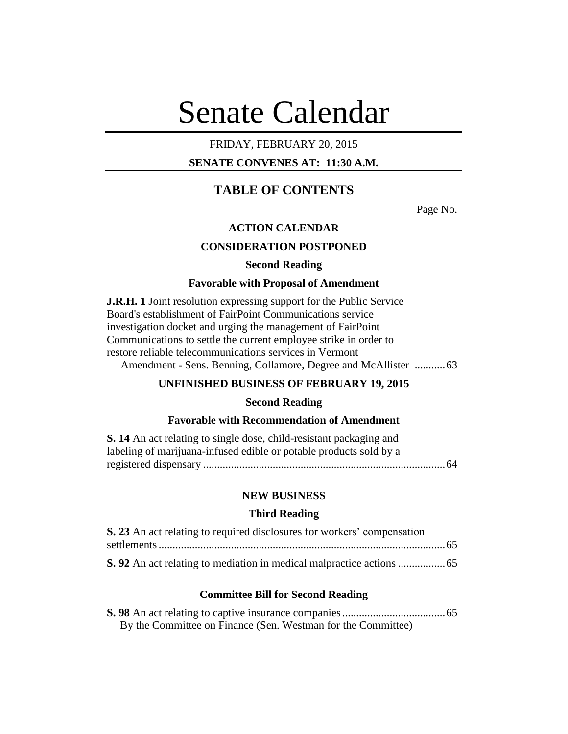# Senate Calendar

FRIDAY, FEBRUARY 20, 2015

**SENATE CONVENES AT: 11:30 A.M.**

## TABLE OF CONTENTS

Page No.

### ACTION CALENDAR

### CONSIDERATION POSTPONED

**Second Reading**

**Favorable with Proposal of Amendment**

**J.R.H. 1** Joint resolution expressing support for the Public Service Board's establishment of FairPoint Communications service investigation docket and urging the management of FairPoint Communications to settle the current employee strike in order to restore reliable telecommunications services in Vermont
Amendment - Sens. Benning, Collamore, Degree and McAllister ........... 63

### UNFINISHED BUSINESS OF FEBRUARY 19, 2015

**Second Reading**

**Favorable with Recommendation of Amendment**

**S. 14** An act relating to single dose, child-resistant packaging and labeling of marijuana-infused edible or potable products sold by a registered dispensary ........................................................................................ 64

### NEW BUSINESS

**Third Reading**

**S. 23** An act relating to required disclosures for workers' compensation settlements ........................................................................................ 65

**S. 92** An act relating to mediation in medical malpractice actions ................. 65

**Committee Bill for Second Reading**

**S. 98** An act relating to captive insurance companies ..................................... 65
By the Committee on Finance (Sen. Westman for the Committee)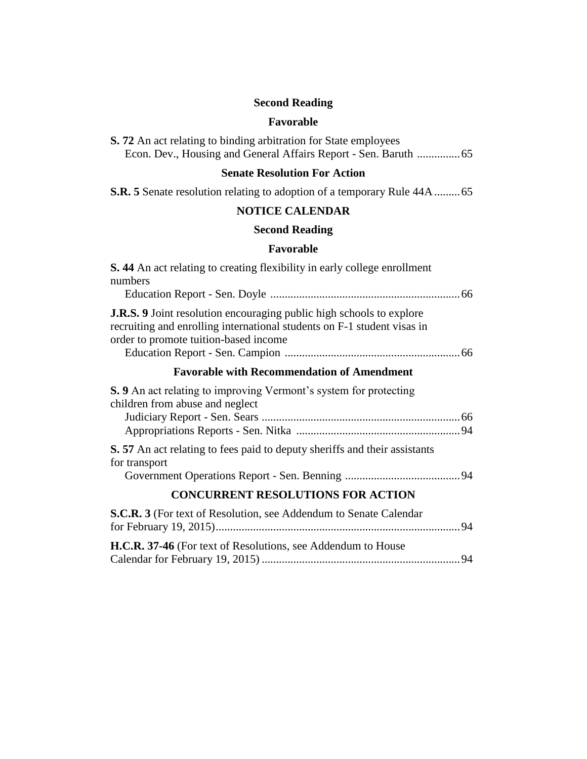**Second Reading**

**Favorable**

**S. 72** An act relating to binding arbitration for State employees
Econ. Dev., Housing and General Affairs Report - Sen. Baruth ..............65

**Senate Resolution For Action**

**S.R. 5** Senate resolution relating to adoption of a temporary Rule 44A.........65

**NOTICE CALENDAR**

**Second Reading**

**Favorable**

**S. 44** An act relating to creating flexibility in early college enrollment numbers
Education Report - Sen. Doyle .................................................................66

**J.R.S. 9** Joint resolution encouraging public high schools to explore recruiting and enrolling international students on F-1 student visas in order to promote tuition-based income
Education Report - Sen. Campion ............................................................66

**Favorable with Recommendation of Amendment**

**S. 9** An act relating to improving Vermont's system for protecting children from abuse and neglect
Judiciary Report - Sen. Sears ....................................................................66
Appropriations Reports - Sen. Nitka ........................................................94

**S. 57** An act relating to fees paid to deputy sheriffs and their assistants for transport
Government Operations Report - Sen. Benning ........................................94

**CONCURRENT RESOLUTIONS FOR ACTION**

**S.C.R. 3** (For text of Resolution, see Addendum to Senate Calendar for February 19, 2015)....................................................................................94

**H.C.R. 37-46** (For text of Resolutions, see Addendum to House Calendar for February 19, 2015) ....................................................................94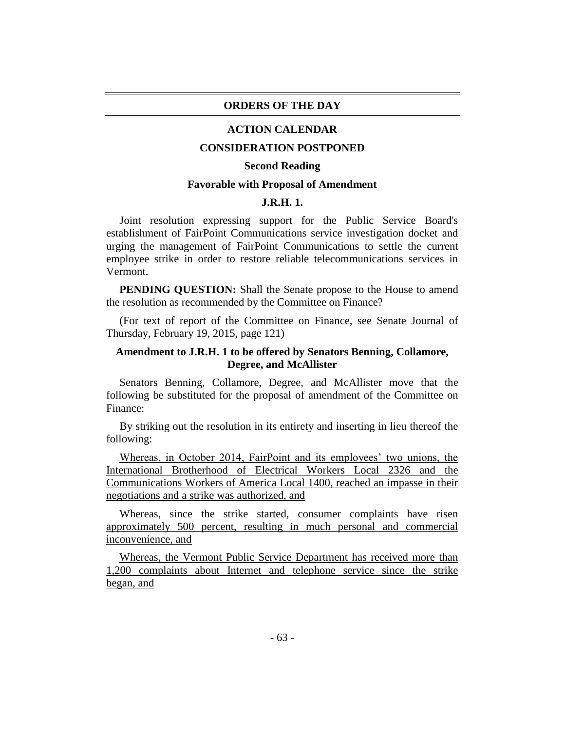## ORDERS OF THE DAY

### ACTION CALENDAR

### CONSIDERATION POSTPONED

**Second Reading**

**Favorable with Proposal of Amendment**

**J.R.H. 1.**

Joint resolution expressing support for the Public Service Board's establishment of FairPoint Communications service investigation docket and urging the management of FairPoint Communications to settle the current employee strike in order to restore reliable telecommunications services in Vermont.

**PENDING QUESTION:** Shall the Senate propose to the House to amend the resolution as recommended by the Committee on Finance?

(For text of report of the Committee on Finance, see Senate Journal of Thursday, February 19, 2015, page 121)

**Amendment to J.R.H. 1 to be offered by Senators Benning, Collamore, Degree, and McAllister**

Senators Benning, Collamore, Degree, and McAllister move that the following be substituted for the proposal of amendment of the Committee on Finance:

By striking out the resolution in its entirety and inserting in lieu thereof the following:

<u>Whereas, in October 2014, FairPoint and its employees' two unions, the International Brotherhood of Electrical Workers Local 2326 and the Communications Workers of America Local 1400, reached an impasse in their negotiations and a strike was authorized, and</u>

<u>Whereas, since the strike started, consumer complaints have risen approximately 500 percent, resulting in much personal and commercial inconvenience, and</u>

<u>Whereas, the Vermont Public Service Department has received more than 1,200 complaints about Internet and telephone service since the strike began, and</u>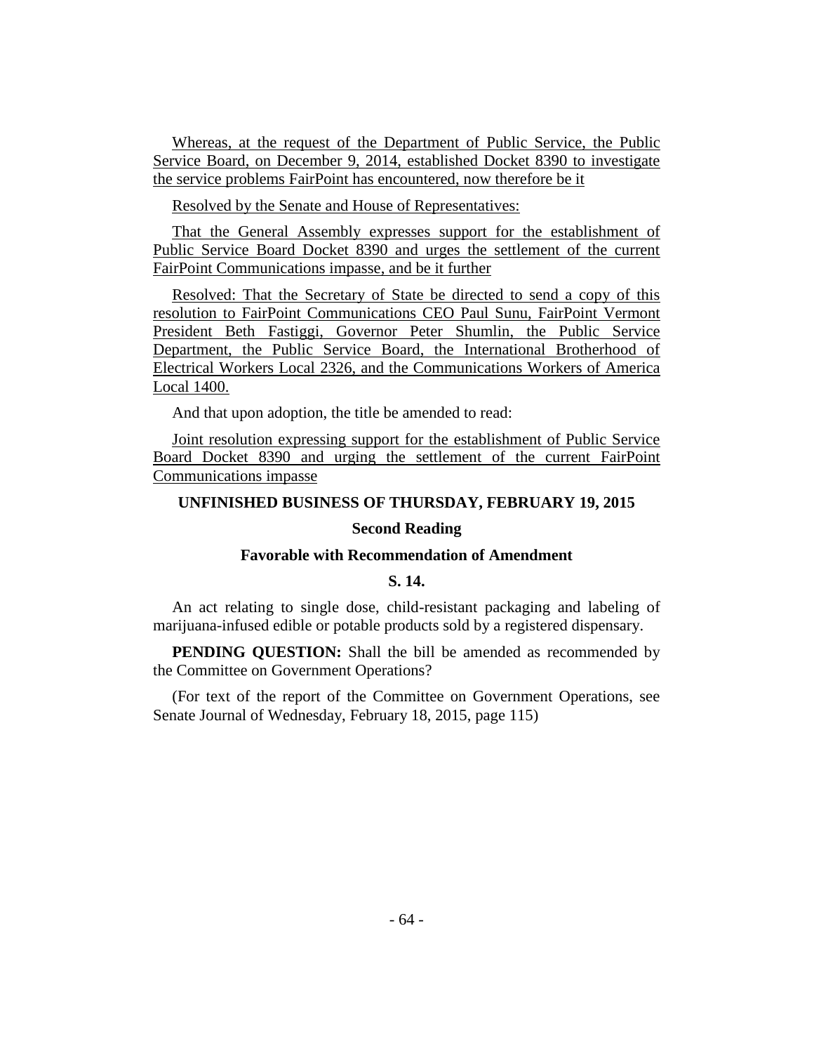Whereas, at the request of the Department of Public Service, the Public Service Board, on December 9, 2014, established Docket 8390 to investigate the service problems FairPoint has encountered, now therefore be it

Resolved by the Senate and House of Representatives:

That the General Assembly expresses support for the establishment of Public Service Board Docket 8390 and urges the settlement of the current FairPoint Communications impasse, and be it further

Resolved: That the Secretary of State be directed to send a copy of this resolution to FairPoint Communications CEO Paul Sunu, FairPoint Vermont President Beth Fastiggi, Governor Peter Shumlin, the Public Service Department, the Public Service Board, the International Brotherhood of Electrical Workers Local 2326, and the Communications Workers of America Local 1400.

And that upon adoption, the title be amended to read:

Joint resolution expressing support for the establishment of Public Service Board Docket 8390 and urging the settlement of the current FairPoint Communications impasse

**UNFINISHED BUSINESS OF THURSDAY, FEBRUARY 19, 2015**

**Second Reading**

**Favorable with Recommendation of Amendment**

**S. 14.**

An act relating to single dose, child-resistant packaging and labeling of marijuana-infused edible or potable products sold by a registered dispensary.

**PENDING QUESTION:** Shall the bill be amended as recommended by the Committee on Government Operations?

(For text of the report of the Committee on Government Operations, see Senate Journal of Wednesday, February 18, 2015, page 115)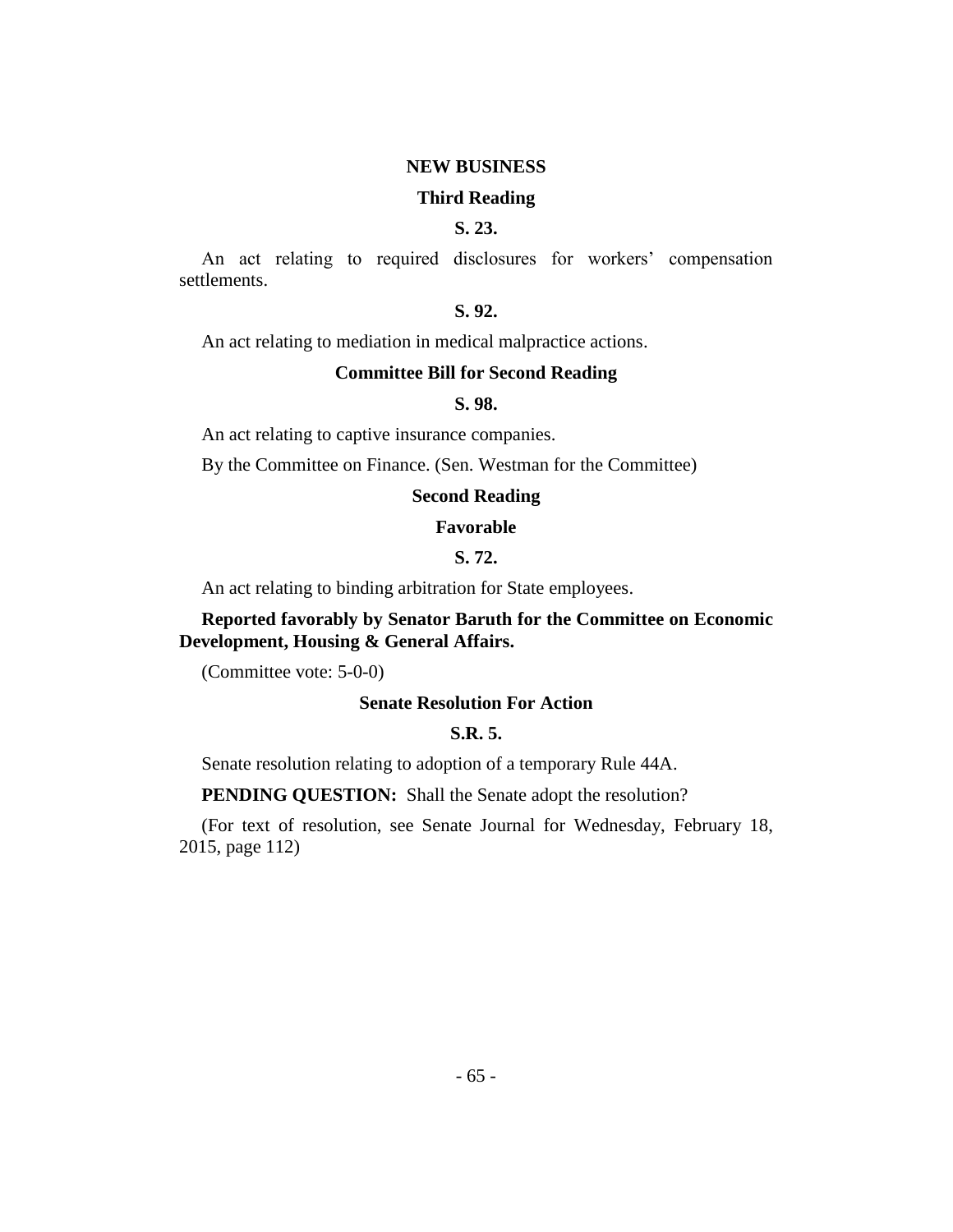## NEW BUSINESS

### Third Reading

### S. 23.

An act relating to required disclosures for workers' compensation settlements.

### S. 92.

An act relating to mediation in medical malpractice actions.

### Committee Bill for Second Reading

### S. 98.

An act relating to captive insurance companies.

By the Committee on Finance. (Sen. Westman for the Committee)

### Second Reading

### Favorable

### S. 72.

An act relating to binding arbitration for State employees.

**Reported favorably by Senator Baruth for the Committee on Economic Development, Housing & General Affairs.**

(Committee vote: 5-0-0)

### Senate Resolution For Action

### S.R. 5.

Senate resolution relating to adoption of a temporary Rule 44A.

**PENDING QUESTION:** Shall the Senate adopt the resolution?

(For text of resolution, see Senate Journal for Wednesday, February 18, 2015, page 112)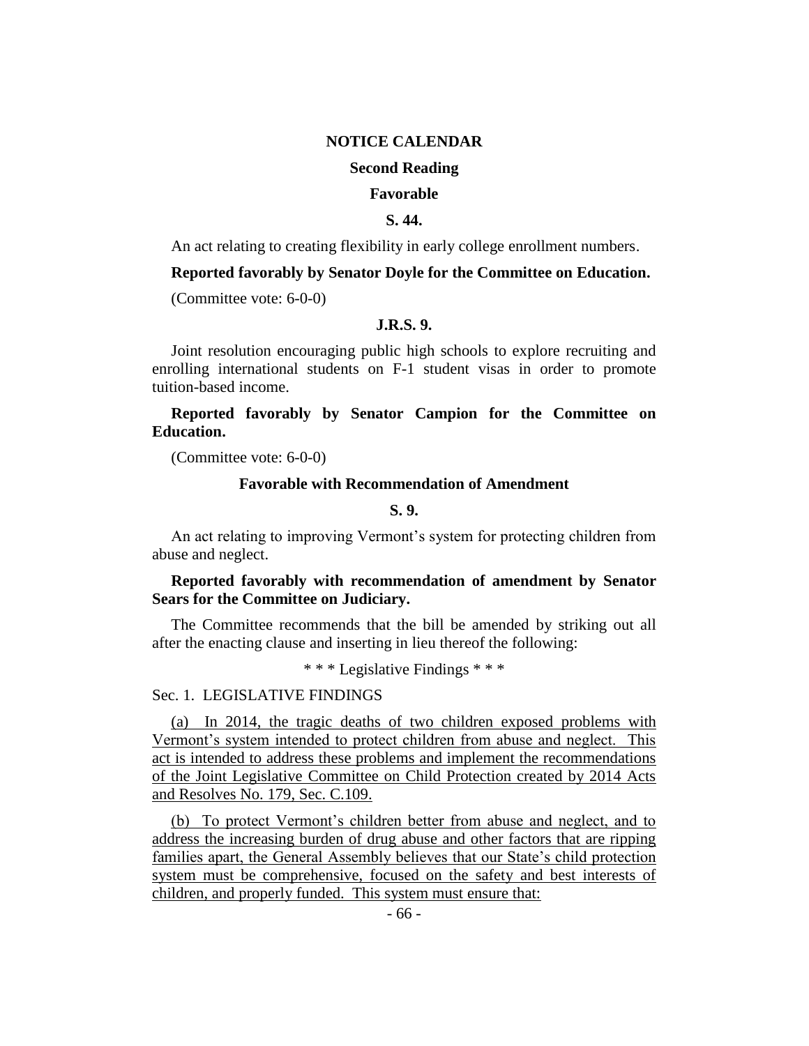## NOTICE CALENDAR

### Second Reading

### Favorable

**S. 44.**

An act relating to creating flexibility in early college enrollment numbers.

**Reported favorably by Senator Doyle for the Committee on Education.**

(Committee vote: 6-0-0)

**J.R.S. 9.**

Joint resolution encouraging public high schools to explore recruiting and enrolling international students on F-1 student visas in order to promote tuition-based income.

**Reported favorably by Senator Campion for the Committee on Education.**

(Committee vote: 6-0-0)

### Favorable with Recommendation of Amendment

**S. 9.**

An act relating to improving Vermont's system for protecting children from abuse and neglect.

**Reported favorably with recommendation of amendment by Senator Sears for the Committee on Judiciary.**

The Committee recommends that the bill be amended by striking out all after the enacting clause and inserting in lieu thereof the following:

\* \* \* Legislative Findings \* \* \*

Sec. 1. LEGISLATIVE FINDINGS

(a) In 2014, the tragic deaths of two children exposed problems with Vermont's system intended to protect children from abuse and neglect. This act is intended to address these problems and implement the recommendations of the Joint Legislative Committee on Child Protection created by 2014 Acts and Resolves No. 179, Sec. C.109.

(b) To protect Vermont's children better from abuse and neglect, and to address the increasing burden of drug abuse and other factors that are ripping families apart, the General Assembly believes that our State's child protection system must be comprehensive, focused on the safety and best interests of children, and properly funded. This system must ensure that: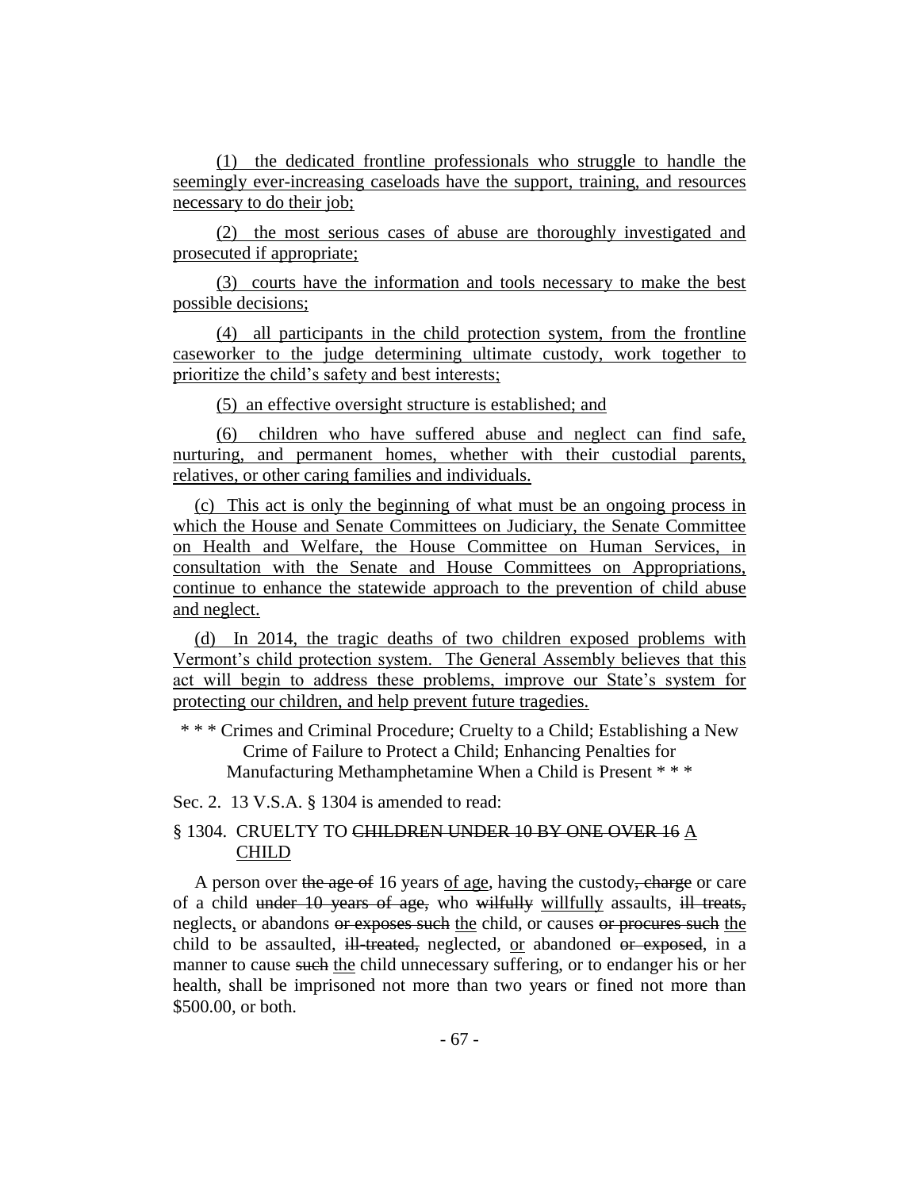(1) the dedicated frontline professionals who struggle to handle the seemingly ever-increasing caseloads have the support, training, and resources necessary to do their job;

(2) the most serious cases of abuse are thoroughly investigated and prosecuted if appropriate;

(3) courts have the information and tools necessary to make the best possible decisions;

(4) all participants in the child protection system, from the frontline caseworker to the judge determining ultimate custody, work together to prioritize the child's safety and best interests;

(5) an effective oversight structure is established; and

(6) children who have suffered abuse and neglect can find safe, nurturing, and permanent homes, whether with their custodial parents, relatives, or other caring families and individuals.

(c) This act is only the beginning of what must be an ongoing process in which the House and Senate Committees on Judiciary, the Senate Committee on Health and Welfare, the House Committee on Human Services, in consultation with the Senate and House Committees on Appropriations, continue to enhance the statewide approach to the prevention of child abuse and neglect.

(d) In 2014, the tragic deaths of two children exposed problems with Vermont's child protection system. The General Assembly believes that this act will begin to address these problems, improve our State's system for protecting our children, and help prevent future tragedies.

\* \* \* Crimes and Criminal Procedure; Cruelty to a Child; Establishing a New Crime of Failure to Protect a Child; Enhancing Penalties for Manufacturing Methamphetamine When a Child is Present \* \* \*

Sec. 2. 13 V.S.A. § 1304 is amended to read:

§ 1304. CRUELTY TO ~~CHILDREN UNDER 10 BY ONE OVER 16~~ A CHILD

A person over ~~the age of~~ 16 years of age, having the custody~~, charge~~ or care of a child ~~under 10 years of age,~~ who ~~wilfully~~ willfully assaults, ~~ill treats,~~ neglects, or abandons ~~or exposes such~~ the child, or causes ~~or procures such~~ the child to be assaulted, ~~ill-treated,~~ neglected, or abandoned ~~or exposed~~, in a manner to cause ~~such~~ the child unnecessary suffering, or to endanger his or her health, shall be imprisoned not more than two years or fined not more than $500.00, or both.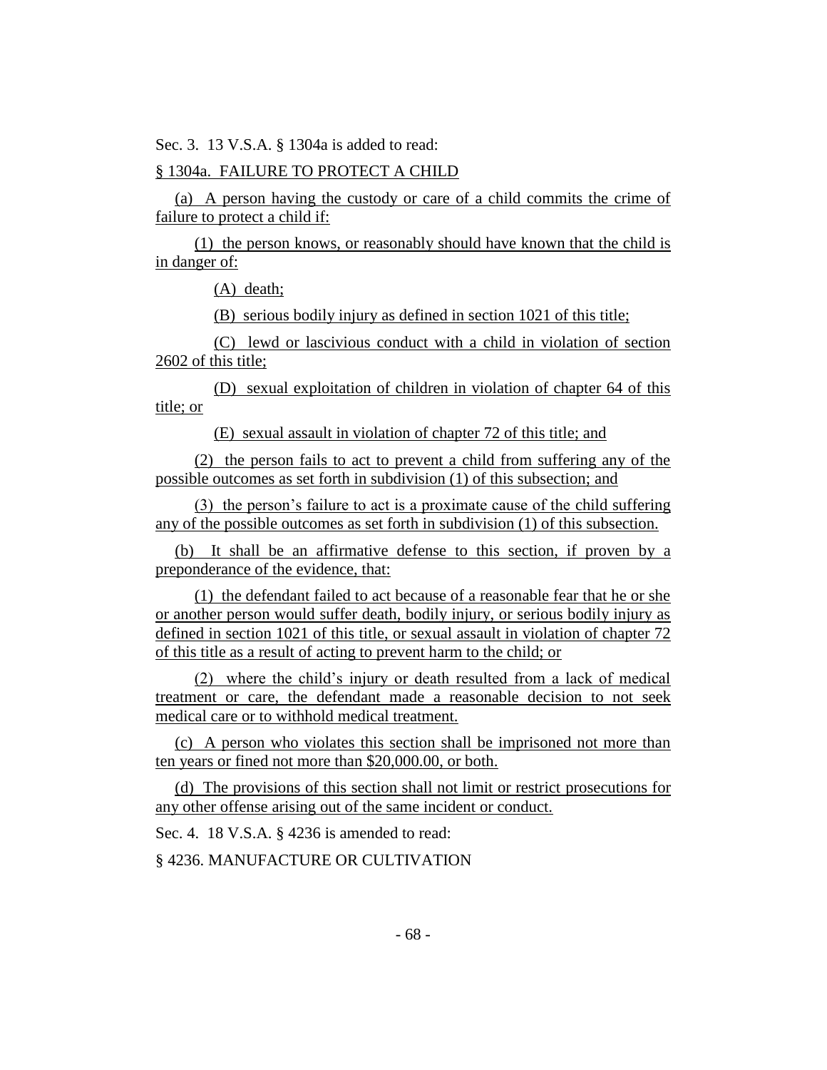Sec. 3. 13 V.S.A. § 1304a is added to read:

§ 1304a. FAILURE TO PROTECT A CHILD

(a) A person having the custody or care of a child commits the crime of failure to protect a child if:

(1) the person knows, or reasonably should have known that the child is in danger of:

(A) death;

(B) serious bodily injury as defined in section 1021 of this title;

(C) lewd or lascivious conduct with a child in violation of section 2602 of this title;

(D) sexual exploitation of children in violation of chapter 64 of this title; or

(E) sexual assault in violation of chapter 72 of this title; and

(2) the person fails to act to prevent a child from suffering any of the possible outcomes as set forth in subdivision (1) of this subsection; and

(3) the person's failure to act is a proximate cause of the child suffering any of the possible outcomes as set forth in subdivision (1) of this subsection.

(b) It shall be an affirmative defense to this section, if proven by a preponderance of the evidence, that:

(1) the defendant failed to act because of a reasonable fear that he or she or another person would suffer death, bodily injury, or serious bodily injury as defined in section 1021 of this title, or sexual assault in violation of chapter 72 of this title as a result of acting to prevent harm to the child; or

(2) where the child's injury or death resulted from a lack of medical treatment or care, the defendant made a reasonable decision to not seek medical care or to withhold medical treatment.

(c) A person who violates this section shall be imprisoned not more than ten years or fined not more than $20,000.00, or both.

(d) The provisions of this section shall not limit or restrict prosecutions for any other offense arising out of the same incident or conduct.

Sec. 4. 18 V.S.A. § 4236 is amended to read:

§ 4236. MANUFACTURE OR CULTIVATION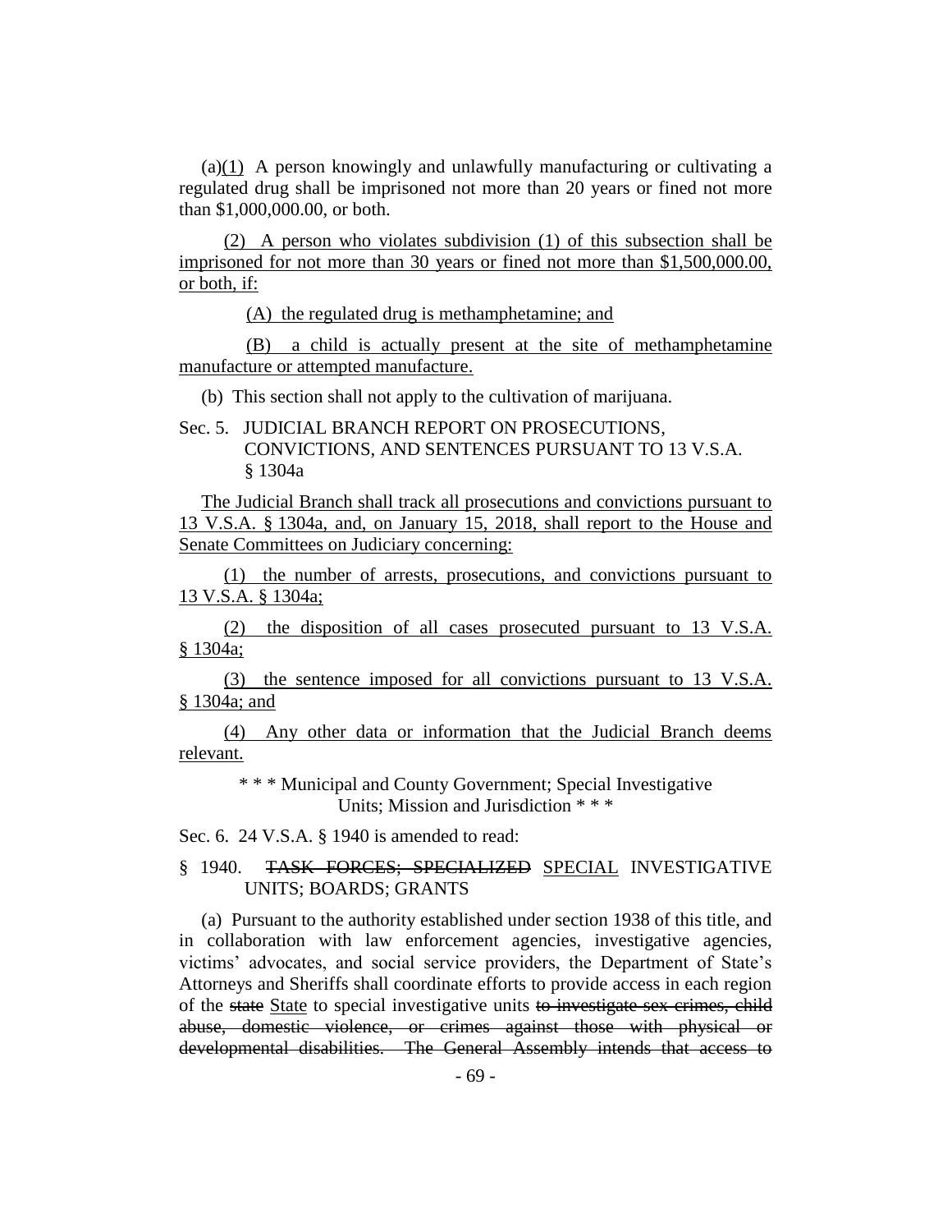(a)(1) A person knowingly and unlawfully manufacturing or cultivating a regulated drug shall be imprisoned not more than 20 years or fined not more than $1,000,000.00, or both.

(2) A person who violates subdivision (1) of this subsection shall be imprisoned for not more than 30 years or fined not more than $1,500,000.00, or both, if:

(A) the regulated drug is methamphetamine; and

(B) a child is actually present at the site of methamphetamine manufacture or attempted manufacture.

(b) This section shall not apply to the cultivation of marijuana.

Sec. 5. JUDICIAL BRANCH REPORT ON PROSECUTIONS, CONVICTIONS, AND SENTENCES PURSUANT TO 13 V.S.A. § 1304a

The Judicial Branch shall track all prosecutions and convictions pursuant to 13 V.S.A. § 1304a, and, on January 15, 2018, shall report to the House and Senate Committees on Judiciary concerning:

(1) the number of arrests, prosecutions, and convictions pursuant to 13 V.S.A. § 1304a;

(2) the disposition of all cases prosecuted pursuant to 13 V.S.A. § 1304a;

(3) the sentence imposed for all convictions pursuant to 13 V.S.A. § 1304a; and

(4) Any other data or information that the Judicial Branch deems relevant.

\* \* \* Municipal and County Government; Special Investigative Units; Mission and Jurisdiction \* \* \*

Sec. 6. 24 V.S.A. § 1940 is amended to read:

§ 1940. ~~TASK FORCES; SPECIALIZED~~ SPECIAL INVESTIGATIVE UNITS; BOARDS; GRANTS

(a) Pursuant to the authority established under section 1938 of this title, and in collaboration with law enforcement agencies, investigative agencies, victims' advocates, and social service providers, the Department of State's Attorneys and Sheriffs shall coordinate efforts to provide access in each region of the ~~state~~ State to special investigative units ~~to investigate sex crimes, child abuse, domestic violence, or crimes against those with physical or developmental disabilities. The General Assembly intends that access to~~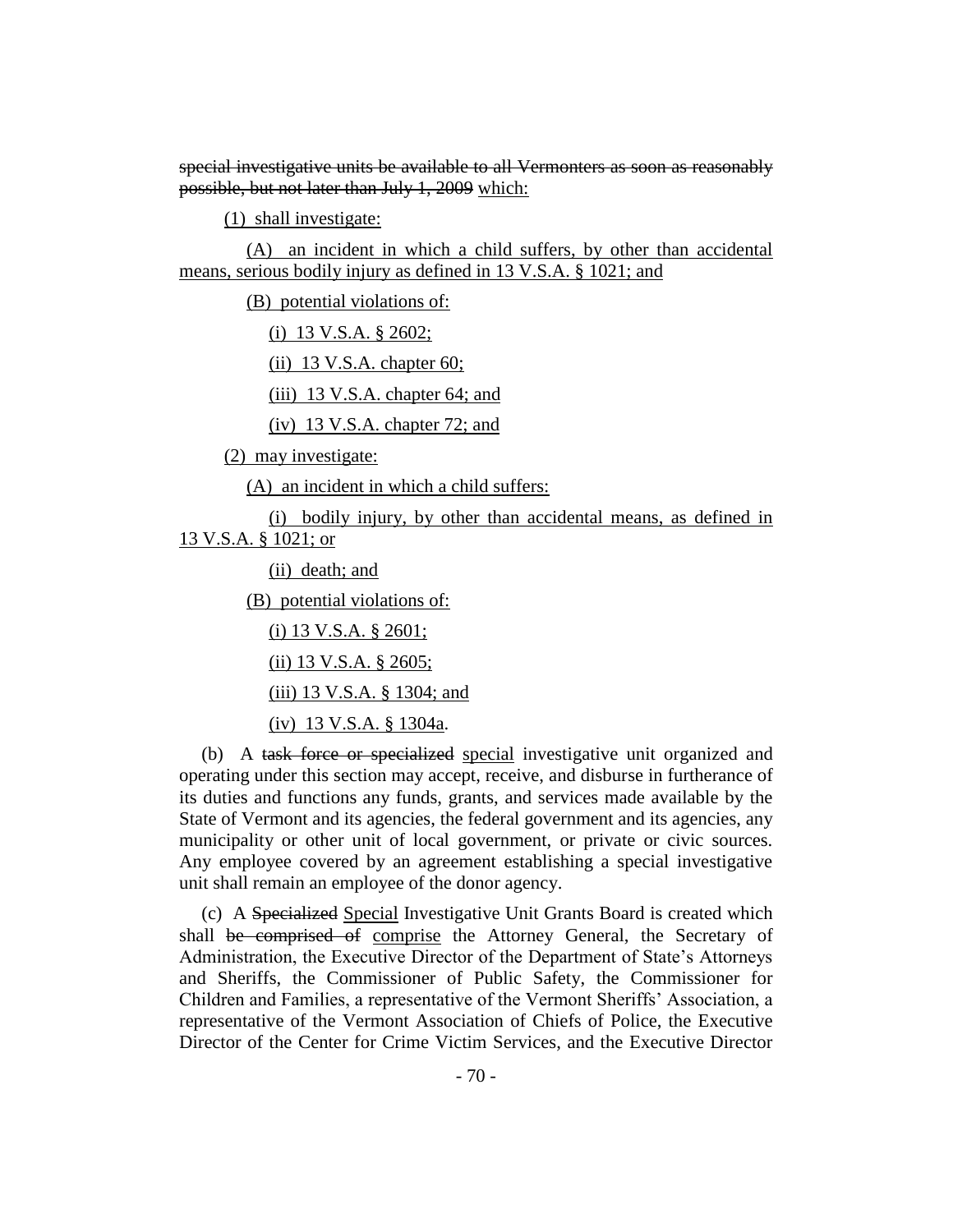~~special investigative units be available to all Vermonters as soon as reasonably possible, but not later than July 1, 2009~~ which:

(1) shall investigate:

(A) an incident in which a child suffers, by other than accidental means, serious bodily injury as defined in 13 V.S.A. § 1021; and

(B) potential violations of:

(i) 13 V.S.A. § 2602;

(ii) 13 V.S.A. chapter 60;

(iii) 13 V.S.A. chapter 64; and

(iv) 13 V.S.A. chapter 72; and

(2) may investigate:

(A) an incident in which a child suffers:

(i) bodily injury, by other than accidental means, as defined in 13 V.S.A. § 1021; or

(ii) death; and

(B) potential violations of:

(i) 13 V.S.A. § 2601;

(ii) 13 V.S.A. § 2605;

(iii) 13 V.S.A. § 1304; and

(iv) 13 V.S.A. § 1304a.

(b) A ~~task force or specialized~~ special investigative unit organized and operating under this section may accept, receive, and disburse in furtherance of its duties and functions any funds, grants, and services made available by the State of Vermont and its agencies, the federal government and its agencies, any municipality or other unit of local government, or private or civic sources. Any employee covered by an agreement establishing a special investigative unit shall remain an employee of the donor agency.

(c) A ~~Specialized~~ Special Investigative Unit Grants Board is created which shall ~~be comprised of~~ comprise the Attorney General, the Secretary of Administration, the Executive Director of the Department of State's Attorneys and Sheriffs, the Commissioner of Public Safety, the Commissioner for Children and Families, a representative of the Vermont Sheriffs' Association, a representative of the Vermont Association of Chiefs of Police, the Executive Director of the Center for Crime Victim Services, and the Executive Director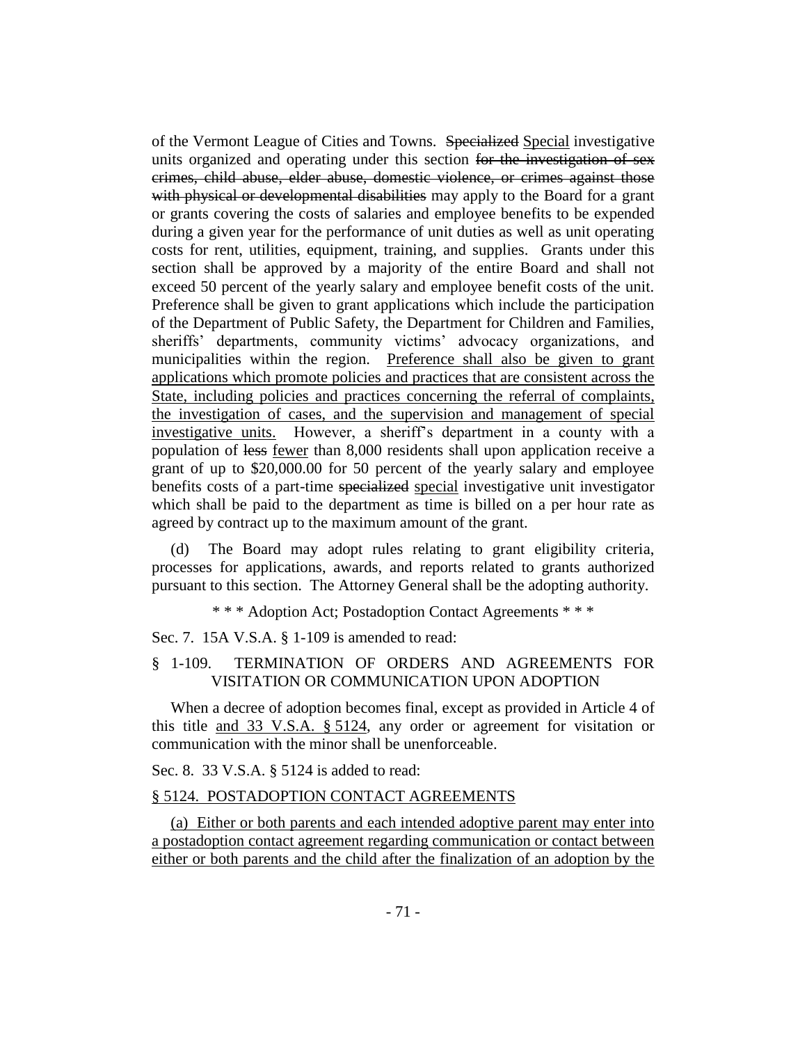of the Vermont League of Cities and Towns. ~~Specialized~~ Special investigative units organized and operating under this section ~~for the investigation of sex crimes, child abuse, elder abuse, domestic violence, or crimes against those with physical or developmental disabilities~~ may apply to the Board for a grant or grants covering the costs of salaries and employee benefits to be expended during a given year for the performance of unit duties as well as unit operating costs for rent, utilities, equipment, training, and supplies. Grants under this section shall be approved by a majority of the entire Board and shall not exceed 50 percent of the yearly salary and employee benefit costs of the unit. Preference shall be given to grant applications which include the participation of the Department of Public Safety, the Department for Children and Families, sheriffs' departments, community victims' advocacy organizations, and municipalities within the region. Preference shall also be given to grant applications which promote policies and practices that are consistent across the State, including policies and practices concerning the referral of complaints, the investigation of cases, and the supervision and management of special investigative units. However, a sheriff's department in a county with a population of ~~less~~ fewer than 8,000 residents shall upon application receive a grant of up to $20,000.00 for 50 percent of the yearly salary and employee benefits costs of a part-time ~~specialized~~ special investigative unit investigator which shall be paid to the department as time is billed on a per hour rate as agreed by contract up to the maximum amount of the grant.

(d) The Board may adopt rules relating to grant eligibility criteria, processes for applications, awards, and reports related to grants authorized pursuant to this section. The Attorney General shall be the adopting authority.

\* \* \* Adoption Act; Postadoption Contact Agreements \* \* \*

Sec. 7. 15A V.S.A. § 1-109 is amended to read:

§ 1-109. TERMINATION OF ORDERS AND AGREEMENTS FOR VISITATION OR COMMUNICATION UPON ADOPTION

When a decree of adoption becomes final, except as provided in Article 4 of this title and 33 V.S.A. § 5124, any order or agreement for visitation or communication with the minor shall be unenforceable.

Sec. 8. 33 V.S.A. § 5124 is added to read:

§ 5124. POSTADOPTION CONTACT AGREEMENTS

(a) Either or both parents and each intended adoptive parent may enter into a postadoption contact agreement regarding communication or contact between either or both parents and the child after the finalization of an adoption by the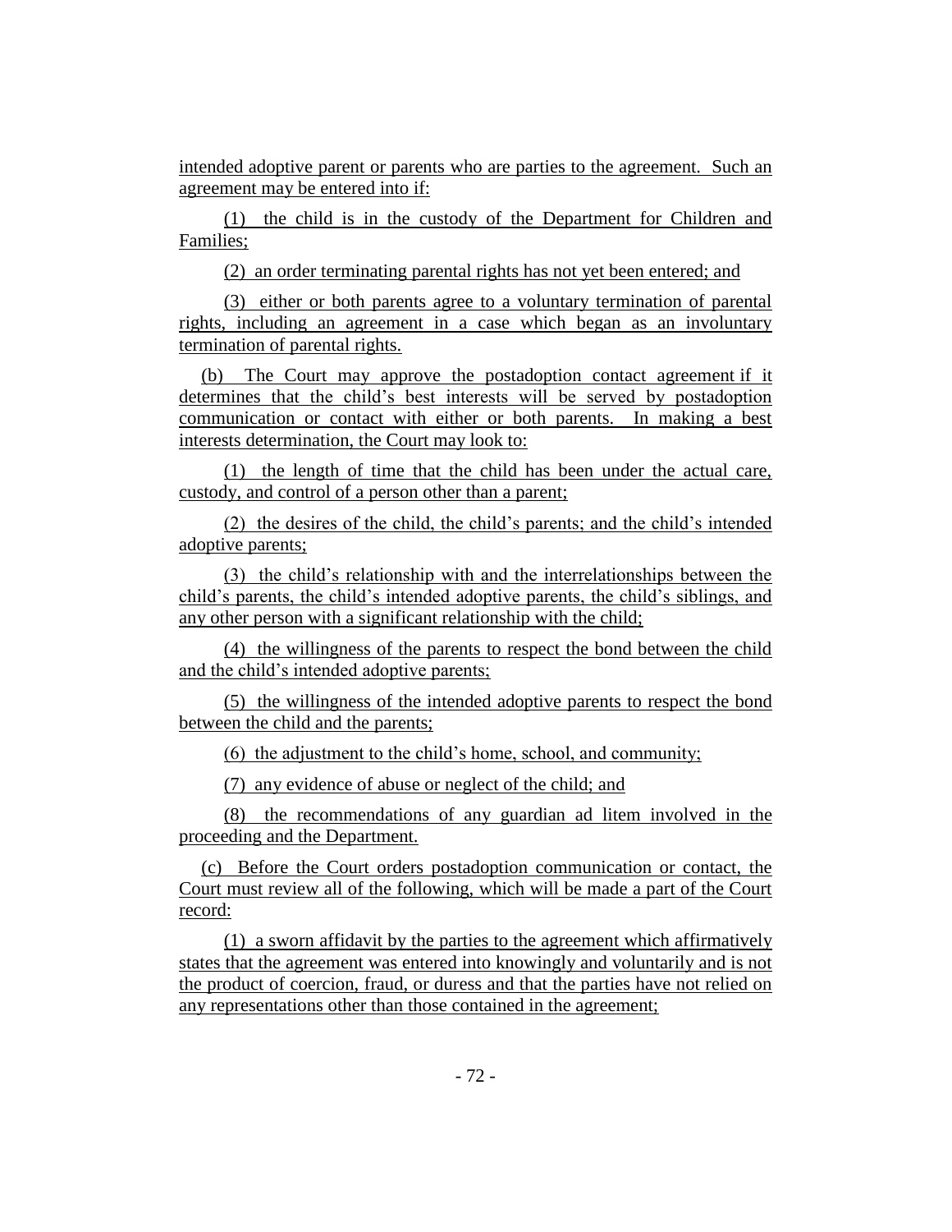intended adoptive parent or parents who are parties to the agreement. Such an agreement may be entered into if:

(1) the child is in the custody of the Department for Children and Families;

(2) an order terminating parental rights has not yet been entered; and

(3) either or both parents agree to a voluntary termination of parental rights, including an agreement in a case which began as an involuntary termination of parental rights.

(b) The Court may approve the postadoption contact agreement if it determines that the child's best interests will be served by postadoption communication or contact with either or both parents. In making a best interests determination, the Court may look to:

(1) the length of time that the child has been under the actual care, custody, and control of a person other than a parent;

(2) the desires of the child, the child's parents; and the child's intended adoptive parents;

(3) the child's relationship with and the interrelationships between the child's parents, the child's intended adoptive parents, the child's siblings, and any other person with a significant relationship with the child;

(4) the willingness of the parents to respect the bond between the child and the child's intended adoptive parents;

(5) the willingness of the intended adoptive parents to respect the bond between the child and the parents;

(6) the adjustment to the child's home, school, and community;

(7) any evidence of abuse or neglect of the child; and

(8) the recommendations of any guardian ad litem involved in the proceeding and the Department.

(c) Before the Court orders postadoption communication or contact, the Court must review all of the following, which will be made a part of the Court record:

(1) a sworn affidavit by the parties to the agreement which affirmatively states that the agreement was entered into knowingly and voluntarily and is not the product of coercion, fraud, or duress and that the parties have not relied on any representations other than those contained in the agreement;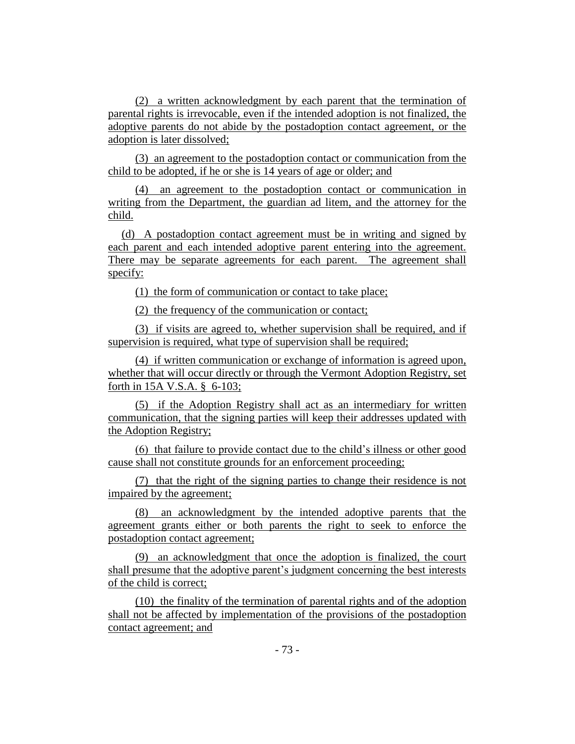(2) a written acknowledgment by each parent that the termination of parental rights is irrevocable, even if the intended adoption is not finalized, the adoptive parents do not abide by the postadoption contact agreement, or the adoption is later dissolved;

(3) an agreement to the postadoption contact or communication from the child to be adopted, if he or she is 14 years of age or older; and

(4) an agreement to the postadoption contact or communication in writing from the Department, the guardian ad litem, and the attorney for the child.

(d) A postadoption contact agreement must be in writing and signed by each parent and each intended adoptive parent entering into the agreement. There may be separate agreements for each parent. The agreement shall specify:

(1) the form of communication or contact to take place;

(2) the frequency of the communication or contact;

(3) if visits are agreed to, whether supervision shall be required, and if supervision is required, what type of supervision shall be required;

(4) if written communication or exchange of information is agreed upon, whether that will occur directly or through the Vermont Adoption Registry, set forth in 15A V.S.A. § 6-103;

(5) if the Adoption Registry shall act as an intermediary for written communication, that the signing parties will keep their addresses updated with the Adoption Registry;

(6) that failure to provide contact due to the child's illness or other good cause shall not constitute grounds for an enforcement proceeding;

(7) that the right of the signing parties to change their residence is not impaired by the agreement;

(8) an acknowledgment by the intended adoptive parents that the agreement grants either or both parents the right to seek to enforce the postadoption contact agreement;

(9) an acknowledgment that once the adoption is finalized, the court shall presume that the adoptive parent's judgment concerning the best interests of the child is correct;

(10) the finality of the termination of parental rights and of the adoption shall not be affected by implementation of the provisions of the postadoption contact agreement; and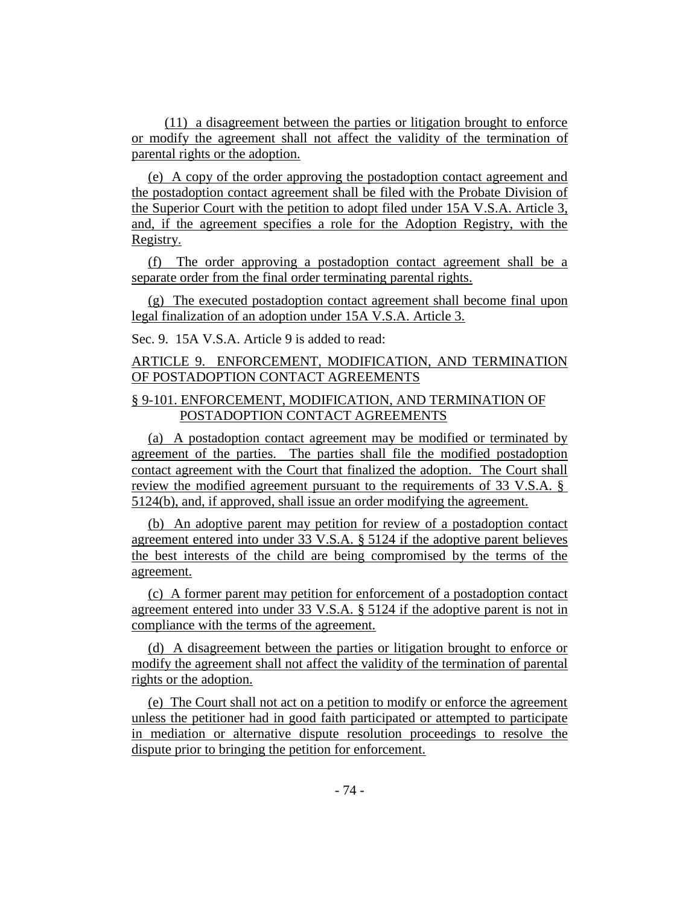(11) a disagreement between the parties or litigation brought to enforce or modify the agreement shall not affect the validity of the termination of parental rights or the adoption.

(e) A copy of the order approving the postadoption contact agreement and the postadoption contact agreement shall be filed with the Probate Division of the Superior Court with the petition to adopt filed under 15A V.S.A. Article 3, and, if the agreement specifies a role for the Adoption Registry, with the Registry.

(f) The order approving a postadoption contact agreement shall be a separate order from the final order terminating parental rights.

(g) The executed postadoption contact agreement shall become final upon legal finalization of an adoption under 15A V.S.A. Article 3.

Sec. 9. 15A V.S.A. Article 9 is added to read:

ARTICLE 9. ENFORCEMENT, MODIFICATION, AND TERMINATION OF POSTADOPTION CONTACT AGREEMENTS

§ 9-101. ENFORCEMENT, MODIFICATION, AND TERMINATION OF POSTADOPTION CONTACT AGREEMENTS

(a) A postadoption contact agreement may be modified or terminated by agreement of the parties. The parties shall file the modified postadoption contact agreement with the Court that finalized the adoption. The Court shall review the modified agreement pursuant to the requirements of 33 V.S.A. § 5124(b), and, if approved, shall issue an order modifying the agreement.

(b) An adoptive parent may petition for review of a postadoption contact agreement entered into under 33 V.S.A. § 5124 if the adoptive parent believes the best interests of the child are being compromised by the terms of the agreement.

(c) A former parent may petition for enforcement of a postadoption contact agreement entered into under 33 V.S.A. § 5124 if the adoptive parent is not in compliance with the terms of the agreement.

(d) A disagreement between the parties or litigation brought to enforce or modify the agreement shall not affect the validity of the termination of parental rights or the adoption.

(e) The Court shall not act on a petition to modify or enforce the agreement unless the petitioner had in good faith participated or attempted to participate in mediation or alternative dispute resolution proceedings to resolve the dispute prior to bringing the petition for enforcement.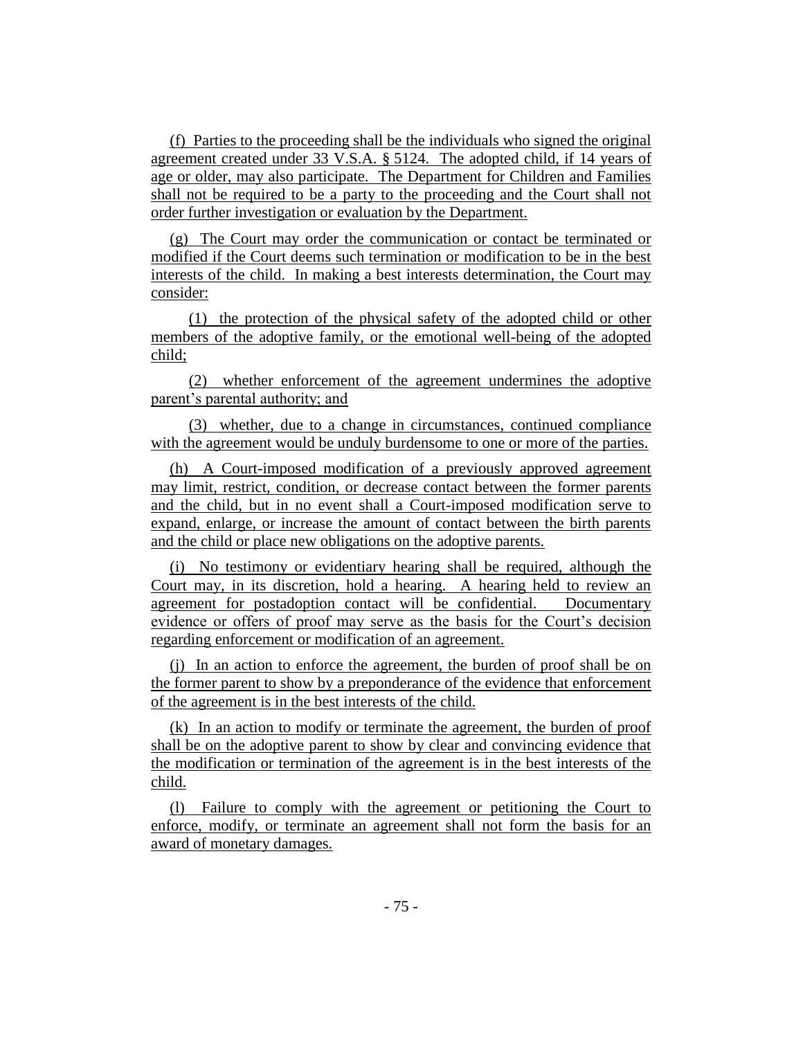(f) Parties to the proceeding shall be the individuals who signed the original agreement created under 33 V.S.A. § 5124. The adopted child, if 14 years of age or older, may also participate. The Department for Children and Families shall not be required to be a party to the proceeding and the Court shall not order further investigation or evaluation by the Department.

(g) The Court may order the communication or contact be terminated or modified if the Court deems such termination or modification to be in the best interests of the child. In making a best interests determination, the Court may consider:

(1) the protection of the physical safety of the adopted child or other members of the adoptive family, or the emotional well-being of the adopted child;

(2) whether enforcement of the agreement undermines the adoptive parent's parental authority; and

(3) whether, due to a change in circumstances, continued compliance with the agreement would be unduly burdensome to one or more of the parties.

(h) A Court-imposed modification of a previously approved agreement may limit, restrict, condition, or decrease contact between the former parents and the child, but in no event shall a Court-imposed modification serve to expand, enlarge, or increase the amount of contact between the birth parents and the child or place new obligations on the adoptive parents.

(i) No testimony or evidentiary hearing shall be required, although the Court may, in its discretion, hold a hearing. A hearing held to review an agreement for postadoption contact will be confidential. Documentary evidence or offers of proof may serve as the basis for the Court's decision regarding enforcement or modification of an agreement.

(j) In an action to enforce the agreement, the burden of proof shall be on the former parent to show by a preponderance of the evidence that enforcement of the agreement is in the best interests of the child.

(k) In an action to modify or terminate the agreement, the burden of proof shall be on the adoptive parent to show by clear and convincing evidence that the modification or termination of the agreement is in the best interests of the child.

(l) Failure to comply with the agreement or petitioning the Court to enforce, modify, or terminate an agreement shall not form the basis for an award of monetary damages.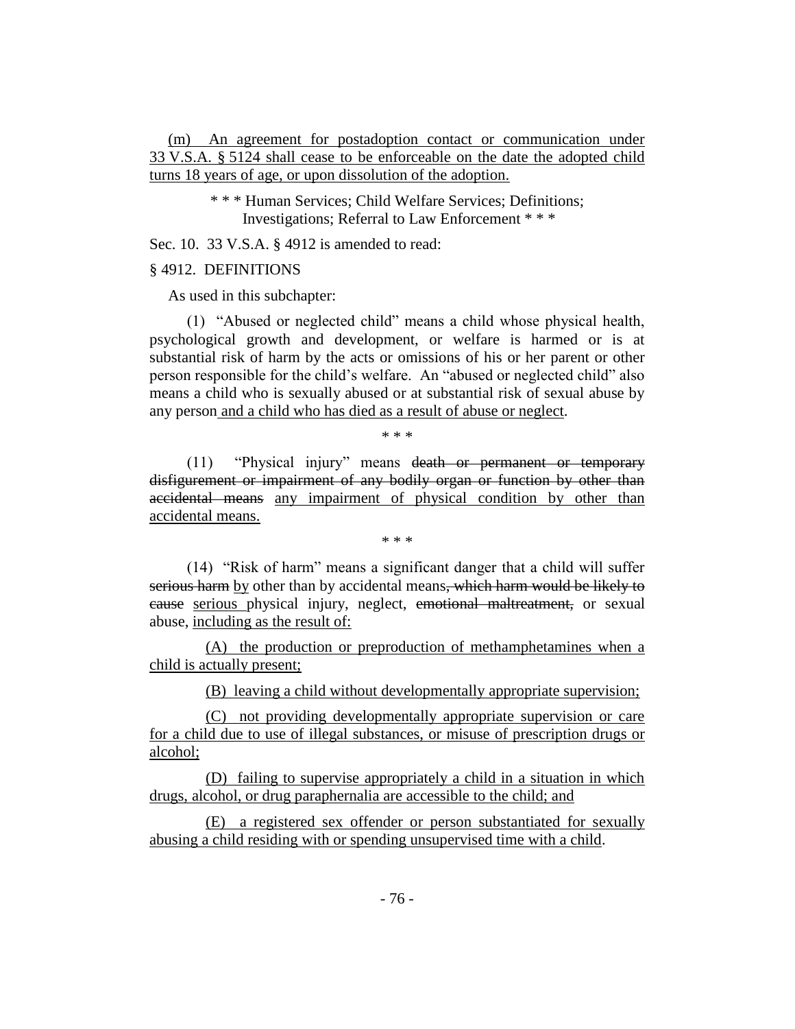(m) An agreement for postadoption contact or communication under 33 V.S.A. § 5124 shall cease to be enforceable on the date the adopted child turns 18 years of age, or upon dissolution of the adoption.

\* \* \* Human Services; Child Welfare Services; Definitions; Investigations; Referral to Law Enforcement \* \* \*

Sec. 10. 33 V.S.A. § 4912 is amended to read:

§ 4912. DEFINITIONS

As used in this subchapter:

(1) "Abused or neglected child" means a child whose physical health, psychological growth and development, or welfare is harmed or is at substantial risk of harm by the acts or omissions of his or her parent or other person responsible for the child's welfare. An "abused or neglected child" also means a child who is sexually abused or at substantial risk of sexual abuse by any person and a child who has died as a result of abuse or neglect.

\* \* \*

(11) "Physical injury" means ~~death or permanent or temporary disfigurement or impairment of any bodily organ or function by other than accidental means~~ any impairment of physical condition by other than accidental means.

\* \* \*

(14) "Risk of harm" means a significant danger that a child will suffer ~~serious harm~~ by other than by accidental means~~, which harm would be likely to cause~~ serious physical injury, neglect, ~~emotional maltreatment,~~ or sexual abuse, including as the result of:

(A) the production or preproduction of methamphetamines when a child is actually present;

(B) leaving a child without developmentally appropriate supervision;

(C) not providing developmentally appropriate supervision or care for a child due to use of illegal substances, or misuse of prescription drugs or alcohol;

(D) failing to supervise appropriately a child in a situation in which drugs, alcohol, or drug paraphernalia are accessible to the child; and

(E) a registered sex offender or person substantiated for sexually abusing a child residing with or spending unsupervised time with a child.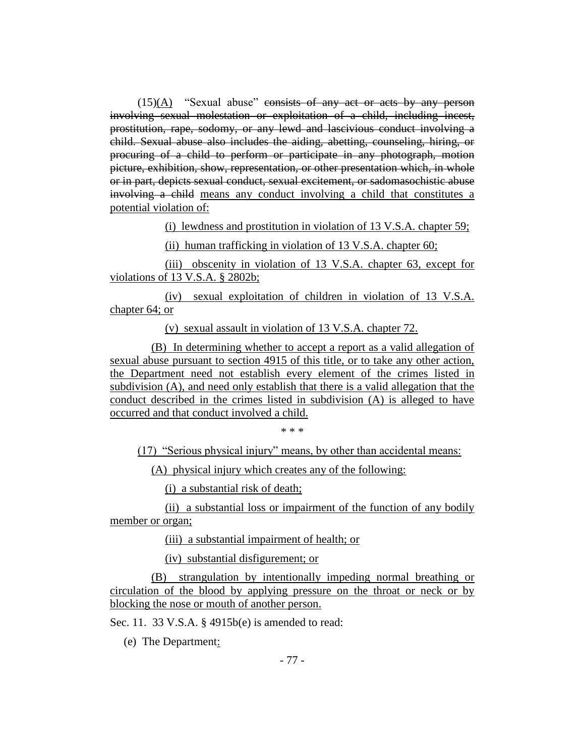(15)(A) "Sexual abuse" ~~consists of any act or acts by any person involving sexual molestation or exploitation of a child, including incest, prostitution, rape, sodomy, or any lewd and lascivious conduct involving a child. Sexual abuse also includes the aiding, abetting, counseling, hiring, or procuring of a child to perform or participate in any photograph, motion picture, exhibition, show, representation, or other presentation which, in whole or in part, depicts sexual conduct, sexual excitement, or sadomasochistic abuse involving a child~~ means any conduct involving a child that constitutes a potential violation of:

(i) lewdness and prostitution in violation of 13 V.S.A. chapter 59;

(ii) human trafficking in violation of 13 V.S.A. chapter 60;

(iii) obscenity in violation of 13 V.S.A. chapter 63, except for violations of 13 V.S.A. § 2802b;

(iv) sexual exploitation of children in violation of 13 V.S.A. chapter 64; or

(v) sexual assault in violation of 13 V.S.A. chapter 72.

(B) In determining whether to accept a report as a valid allegation of sexual abuse pursuant to section 4915 of this title, or to take any other action, the Department need not establish every element of the crimes listed in subdivision (A), and need only establish that there is a valid allegation that the conduct described in the crimes listed in subdivision (A) is alleged to have occurred and that conduct involved a child.

\* \* \*

(17) "Serious physical injury" means, by other than accidental means:

(A) physical injury which creates any of the following:

(i) a substantial risk of death;

(ii) a substantial loss or impairment of the function of any bodily member or organ;

(iii) a substantial impairment of health; or

(iv) substantial disfigurement; or

(B) strangulation by intentionally impeding normal breathing or circulation of the blood by applying pressure on the throat or neck or by blocking the nose or mouth of another person.

Sec. 11. 33 V.S.A. § 4915b(e) is amended to read:

(e) The Department: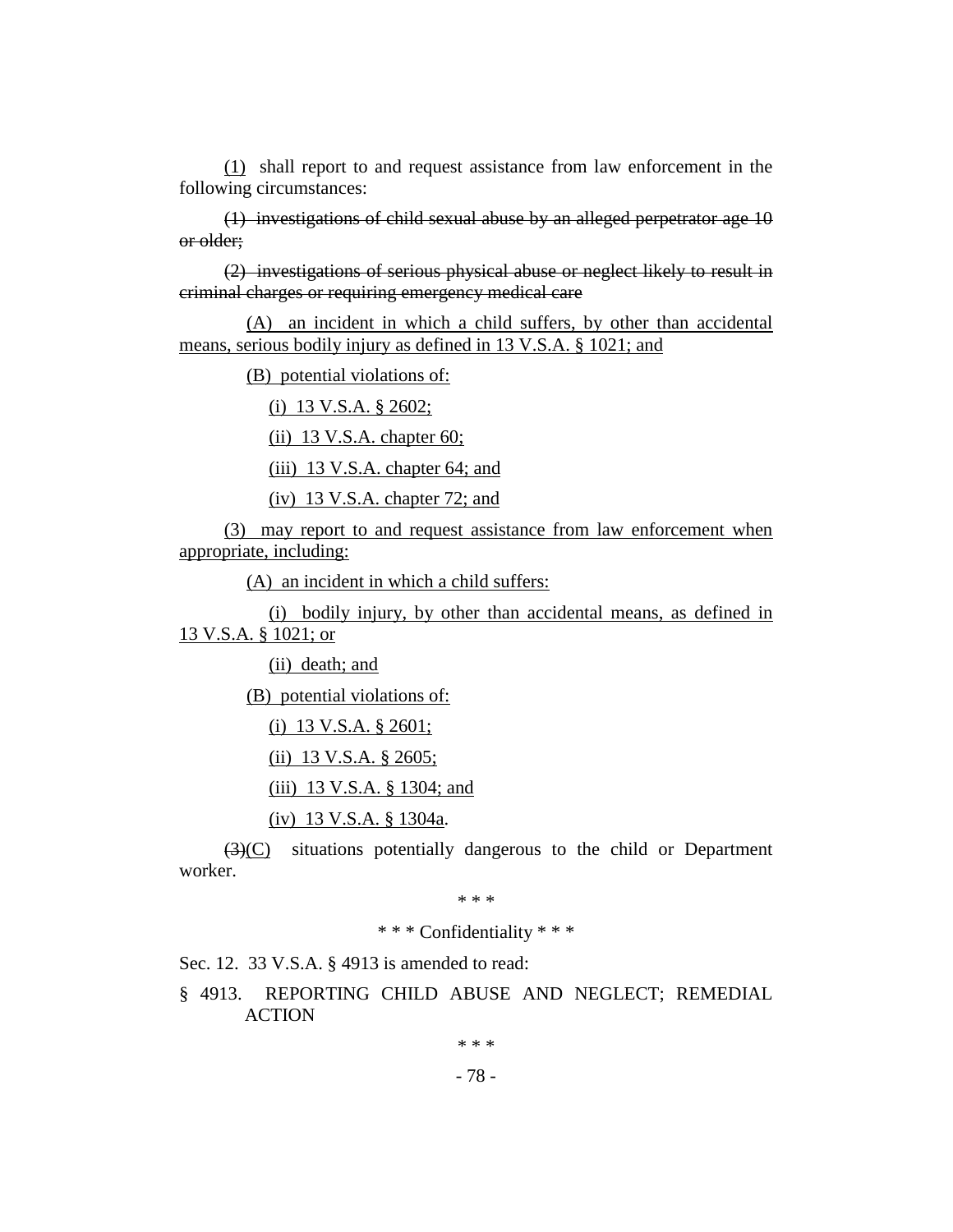(1) shall report to and request assistance from law enforcement in the following circumstances:

~~(1) investigations of child sexual abuse by an alleged perpetrator age 10 or older;~~

~~(2) investigations of serious physical abuse or neglect likely to result in criminal charges or requiring emergency medical care~~

(A) an incident in which a child suffers, by other than accidental means, serious bodily injury as defined in 13 V.S.A. § 1021; and

(B) potential violations of:

(i) 13 V.S.A. § 2602;

(ii) 13 V.S.A. chapter 60;

(iii) 13 V.S.A. chapter 64; and

(iv) 13 V.S.A. chapter 72; and

(3) may report to and request assistance from law enforcement when appropriate, including:

(A) an incident in which a child suffers:

(i) bodily injury, by other than accidental means, as defined in 13 V.S.A. § 1021; or

(ii) death; and

(B) potential violations of:

(i) 13 V.S.A. § 2601;

(ii) 13 V.S.A. § 2605;

(iii) 13 V.S.A. § 1304; and

(iv) 13 V.S.A. § 1304a.

~~(3)~~(C) situations potentially dangerous to the child or Department worker.

\* \* \*

\* \* \* Confidentiality \* \* \*

Sec. 12. 33 V.S.A. § 4913 is amended to read:

§ 4913. REPORTING CHILD ABUSE AND NEGLECT; REMEDIAL ACTION

\* \* \*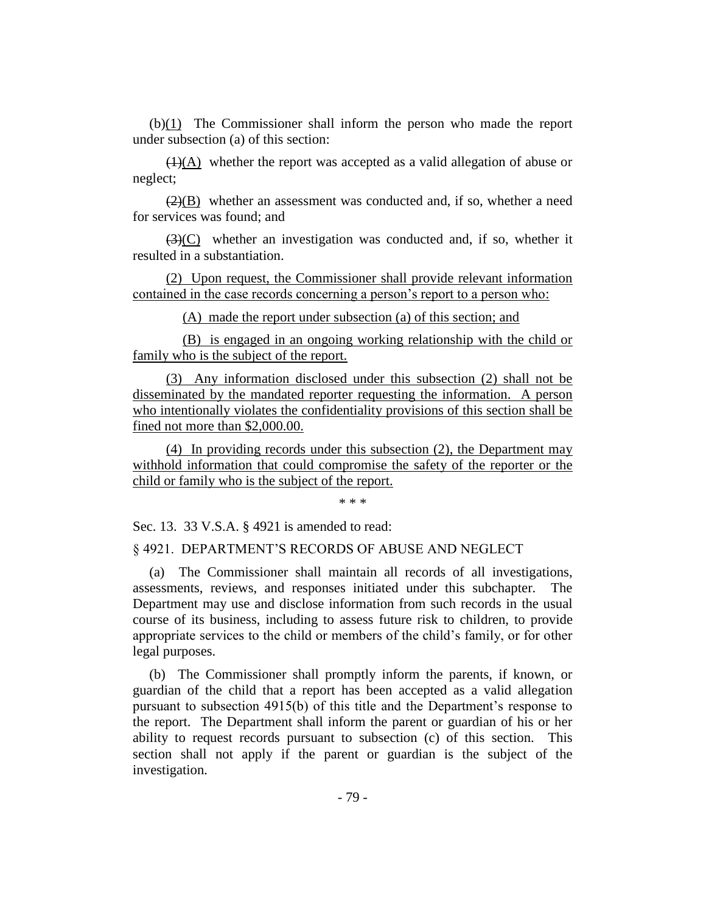(b)(1) The Commissioner shall inform the person who made the report under subsection (a) of this section:

~~(1)~~(A) whether the report was accepted as a valid allegation of abuse or neglect;

~~(2)~~(B) whether an assessment was conducted and, if so, whether a need for services was found; and

~~(3)~~(C) whether an investigation was conducted and, if so, whether it resulted in a substantiation.

(2) Upon request, the Commissioner shall provide relevant information contained in the case records concerning a person's report to a person who:

(A) made the report under subsection (a) of this section; and

(B) is engaged in an ongoing working relationship with the child or family who is the subject of the report.

(3) Any information disclosed under this subsection (2) shall not be disseminated by the mandated reporter requesting the information. A person who intentionally violates the confidentiality provisions of this section shall be fined not more than $2,000.00.

(4) In providing records under this subsection (2), the Department may withhold information that could compromise the safety of the reporter or the child or family who is the subject of the report.

\* \* \*

Sec. 13. 33 V.S.A. § 4921 is amended to read:

§ 4921. DEPARTMENT'S RECORDS OF ABUSE AND NEGLECT

(a) The Commissioner shall maintain all records of all investigations, assessments, reviews, and responses initiated under this subchapter. The Department may use and disclose information from such records in the usual course of its business, including to assess future risk to children, to provide appropriate services to the child or members of the child's family, or for other legal purposes.

(b) The Commissioner shall promptly inform the parents, if known, or guardian of the child that a report has been accepted as a valid allegation pursuant to subsection 4915(b) of this title and the Department's response to the report. The Department shall inform the parent or guardian of his or her ability to request records pursuant to subsection (c) of this section. This section shall not apply if the parent or guardian is the subject of the investigation.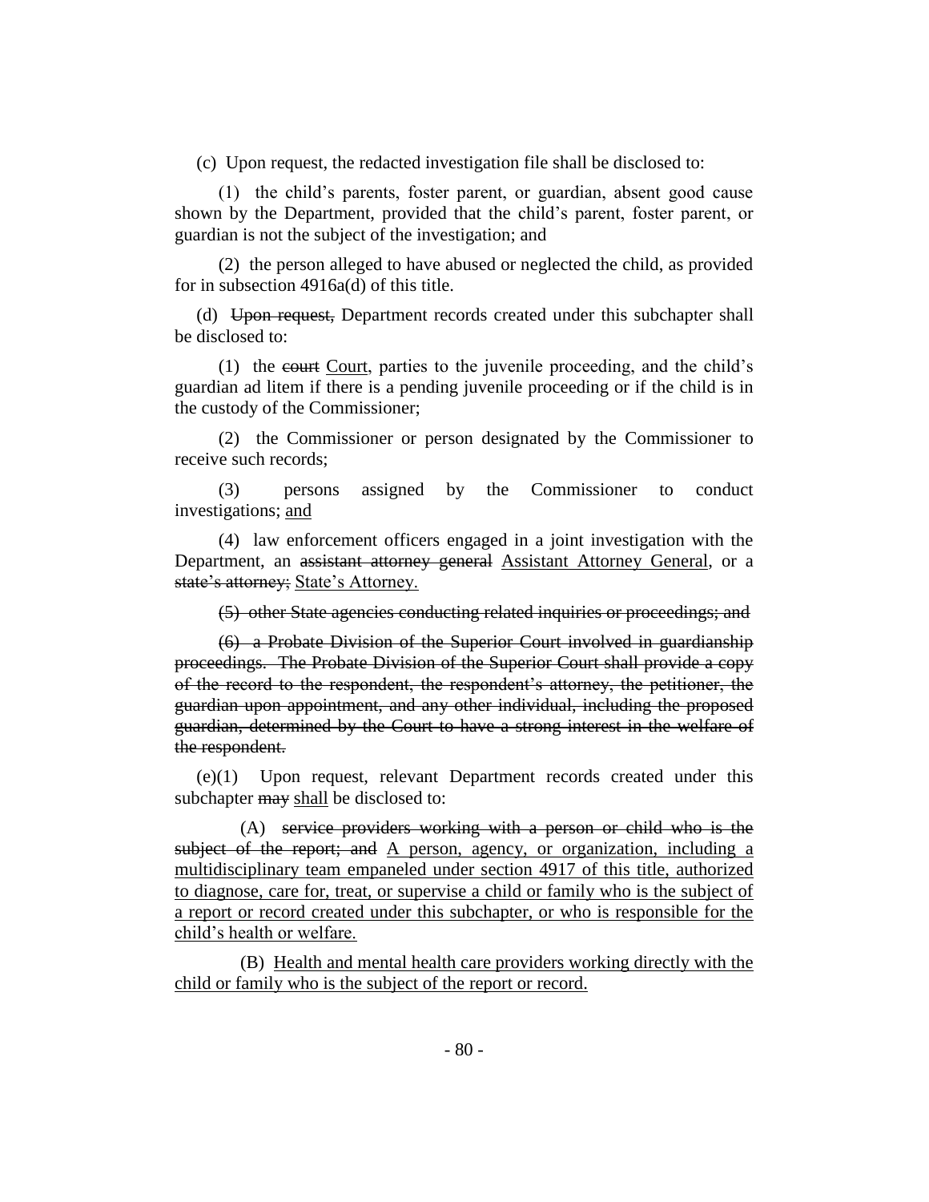(c) Upon request, the redacted investigation file shall be disclosed to:

(1) the child's parents, foster parent, or guardian, absent good cause shown by the Department, provided that the child's parent, foster parent, or guardian is not the subject of the investigation; and

(2) the person alleged to have abused or neglected the child, as provided for in subsection 4916a(d) of this title.

(d) ~~Upon request,~~ Department records created under this subchapter shall be disclosed to:

(1) the ~~court~~ <u>Court</u>, parties to the juvenile proceeding, and the child's guardian ad litem if there is a pending juvenile proceeding or if the child is in the custody of the Commissioner;

(2) the Commissioner or person designated by the Commissioner to receive such records;

(3) persons assigned by the Commissioner to conduct investigations; <u>and</u>

(4) law enforcement officers engaged in a joint investigation with the Department, an ~~assistant attorney general~~ <u>Assistant Attorney General</u>, or a ~~state's attorney;~~ <u>State's Attorney.</u>

~~(5) other State agencies conducting related inquiries or proceedings; and~~

~~(6) a Probate Division of the Superior Court involved in guardianship proceedings. The Probate Division of the Superior Court shall provide a copy of the record to the respondent, the respondent's attorney, the petitioner, the guardian upon appointment, and any other individual, including the proposed guardian, determined by the Court to have a strong interest in the welfare of the respondent.~~

(e)(1) Upon request, relevant Department records created under this subchapter ~~may~~ <u>shall</u> be disclosed to:

(A) ~~service providers working with a person or child who is the subject of the report; and~~ <u>A person, agency, or organization, including a multidisciplinary team empaneled under section 4917 of this title, authorized to diagnose, care for, treat, or supervise a child or family who is the subject of a report or record created under this subchapter, or who is responsible for the child's health or welfare.</u>

(B) <u>Health and mental health care providers working directly with the child or family who is the subject of the report or record.</u>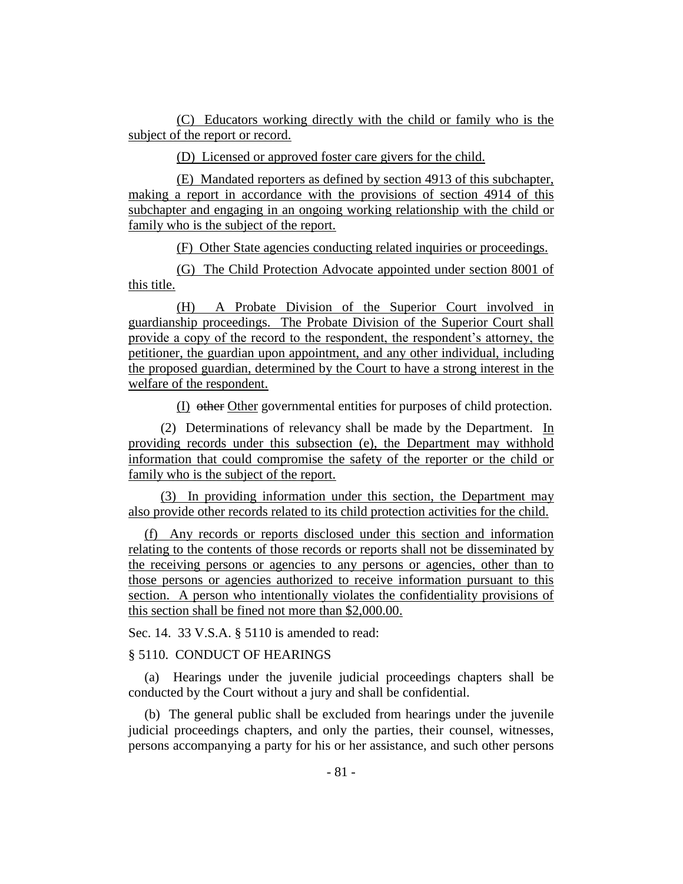(C) Educators working directly with the child or family who is the subject of the report or record.

(D) Licensed or approved foster care givers for the child.

(E) Mandated reporters as defined by section 4913 of this subchapter, making a report in accordance with the provisions of section 4914 of this subchapter and engaging in an ongoing working relationship with the child or family who is the subject of the report.

(F) Other State agencies conducting related inquiries or proceedings.

(G) The Child Protection Advocate appointed under section 8001 of this title.

(H) A Probate Division of the Superior Court involved in guardianship proceedings. The Probate Division of the Superior Court shall provide a copy of the record to the respondent, the respondent's attorney, the petitioner, the guardian upon appointment, and any other individual, including the proposed guardian, determined by the Court to have a strong interest in the welfare of the respondent.

(I) ~~other~~ Other governmental entities for purposes of child protection.

(2) Determinations of relevancy shall be made by the Department. In providing records under this subsection (e), the Department may withhold information that could compromise the safety of the reporter or the child or family who is the subject of the report.

(3) In providing information under this section, the Department may also provide other records related to its child protection activities for the child.

(f) Any records or reports disclosed under this section and information relating to the contents of those records or reports shall not be disseminated by the receiving persons or agencies to any persons or agencies, other than to those persons or agencies authorized to receive information pursuant to this section. A person who intentionally violates the confidentiality provisions of this section shall be fined not more than $2,000.00.

Sec. 14. 33 V.S.A. § 5110 is amended to read:

§ 5110. CONDUCT OF HEARINGS

(a) Hearings under the juvenile judicial proceedings chapters shall be conducted by the Court without a jury and shall be confidential.

(b) The general public shall be excluded from hearings under the juvenile judicial proceedings chapters, and only the parties, their counsel, witnesses, persons accompanying a party for his or her assistance, and such other persons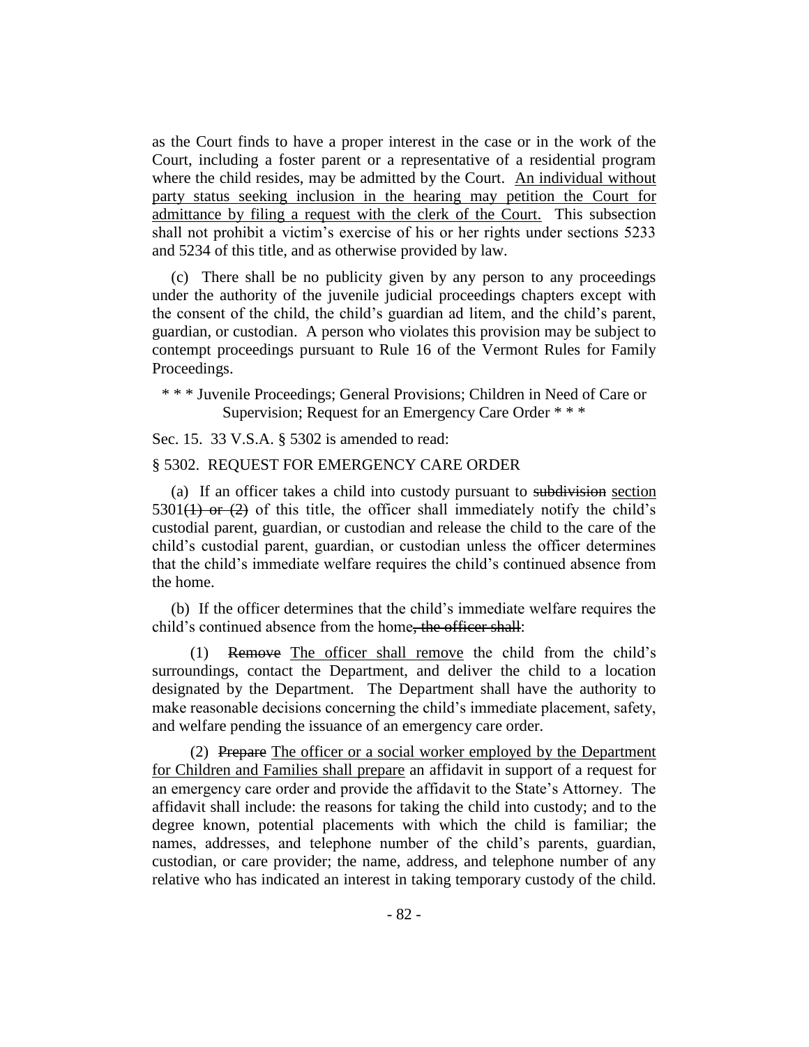as the Court finds to have a proper interest in the case or in the work of the Court, including a foster parent or a representative of a residential program where the child resides, may be admitted by the Court. An individual without party status seeking inclusion in the hearing may petition the Court for admittance by filing a request with the clerk of the Court. This subsection shall not prohibit a victim's exercise of his or her rights under sections 5233 and 5234 of this title, and as otherwise provided by law.

(c) There shall be no publicity given by any person to any proceedings under the authority of the juvenile judicial proceedings chapters except with the consent of the child, the child's guardian ad litem, and the child's parent, guardian, or custodian. A person who violates this provision may be subject to contempt proceedings pursuant to Rule 16 of the Vermont Rules for Family Proceedings.

\* \* \* Juvenile Proceedings; General Provisions; Children in Need of Care or Supervision; Request for an Emergency Care Order \* \* \*

Sec. 15. 33 V.S.A. § 5302 is amended to read:

§ 5302. REQUEST FOR EMERGENCY CARE ORDER

(a) If an officer takes a child into custody pursuant to ~~subdivision~~ section 5301~~(1) or (2)~~ of this title, the officer shall immediately notify the child's custodial parent, guardian, or custodian and release the child to the care of the child's custodial parent, guardian, or custodian unless the officer determines that the child's immediate welfare requires the child's continued absence from the home.

(b) If the officer determines that the child's immediate welfare requires the child's continued absence from the home~~, the officer shall~~:

(1) ~~Remove~~ The officer shall remove the child from the child's surroundings, contact the Department, and deliver the child to a location designated by the Department. The Department shall have the authority to make reasonable decisions concerning the child's immediate placement, safety, and welfare pending the issuance of an emergency care order.

(2) ~~Prepare~~ The officer or a social worker employed by the Department for Children and Families shall prepare an affidavit in support of a request for an emergency care order and provide the affidavit to the State's Attorney. The affidavit shall include: the reasons for taking the child into custody; and to the degree known, potential placements with which the child is familiar; the names, addresses, and telephone number of the child's parents, guardian, custodian, or care provider; the name, address, and telephone number of any relative who has indicated an interest in taking temporary custody of the child.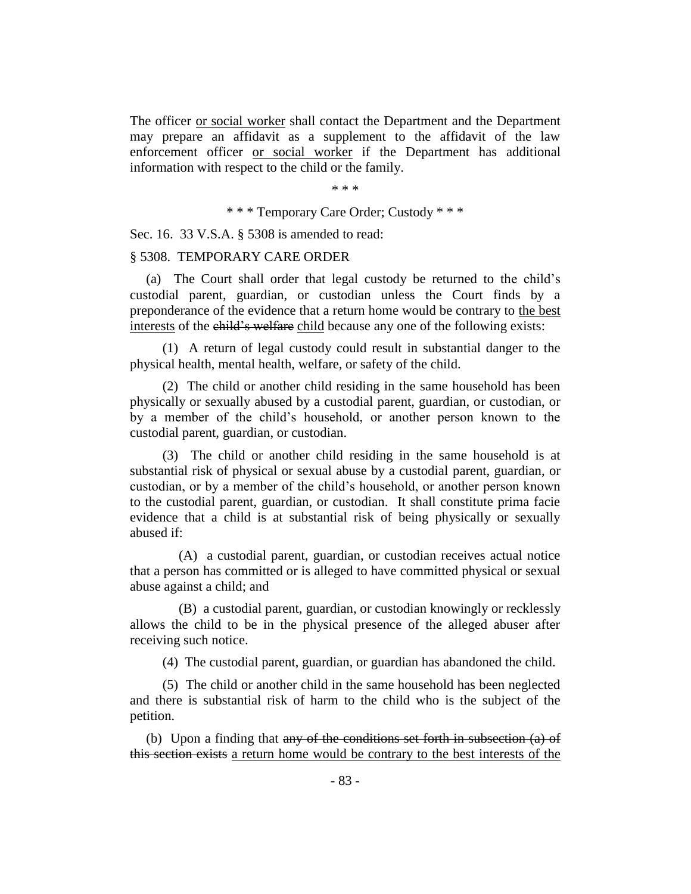The officer <u>or social worker</u> shall contact the Department and the Department may prepare an affidavit as a supplement to the affidavit of the law enforcement officer <u>or social worker</u> if the Department has additional information with respect to the child or the family.

\* \* \*

\* \* \* Temporary Care Order; Custody \* \* \*

Sec. 16. 33 V.S.A. § 5308 is amended to read:

§ 5308. TEMPORARY CARE ORDER

(a) The Court shall order that legal custody be returned to the child's custodial parent, guardian, or custodian unless the Court finds by a preponderance of the evidence that a return home would be contrary to <u>the best interests</u> of the ~~child's welfare~~ <u>child</u> because any one of the following exists:

(1) A return of legal custody could result in substantial danger to the physical health, mental health, welfare, or safety of the child.

(2) The child or another child residing in the same household has been physically or sexually abused by a custodial parent, guardian, or custodian, or by a member of the child's household, or another person known to the custodial parent, guardian, or custodian.

(3) The child or another child residing in the same household is at substantial risk of physical or sexual abuse by a custodial parent, guardian, or custodian, or by a member of the child's household, or another person known to the custodial parent, guardian, or custodian. It shall constitute prima facie evidence that a child is at substantial risk of being physically or sexually abused if:

(A) a custodial parent, guardian, or custodian receives actual notice that a person has committed or is alleged to have committed physical or sexual abuse against a child; and

(B) a custodial parent, guardian, or custodian knowingly or recklessly allows the child to be in the physical presence of the alleged abuser after receiving such notice.

(4) The custodial parent, guardian, or guardian has abandoned the child.

(5) The child or another child in the same household has been neglected and there is substantial risk of harm to the child who is the subject of the petition.

(b) Upon a finding that ~~any of the conditions set forth in subsection (a) of this section exists~~ <u>a return home would be contrary to the best interests of the</u>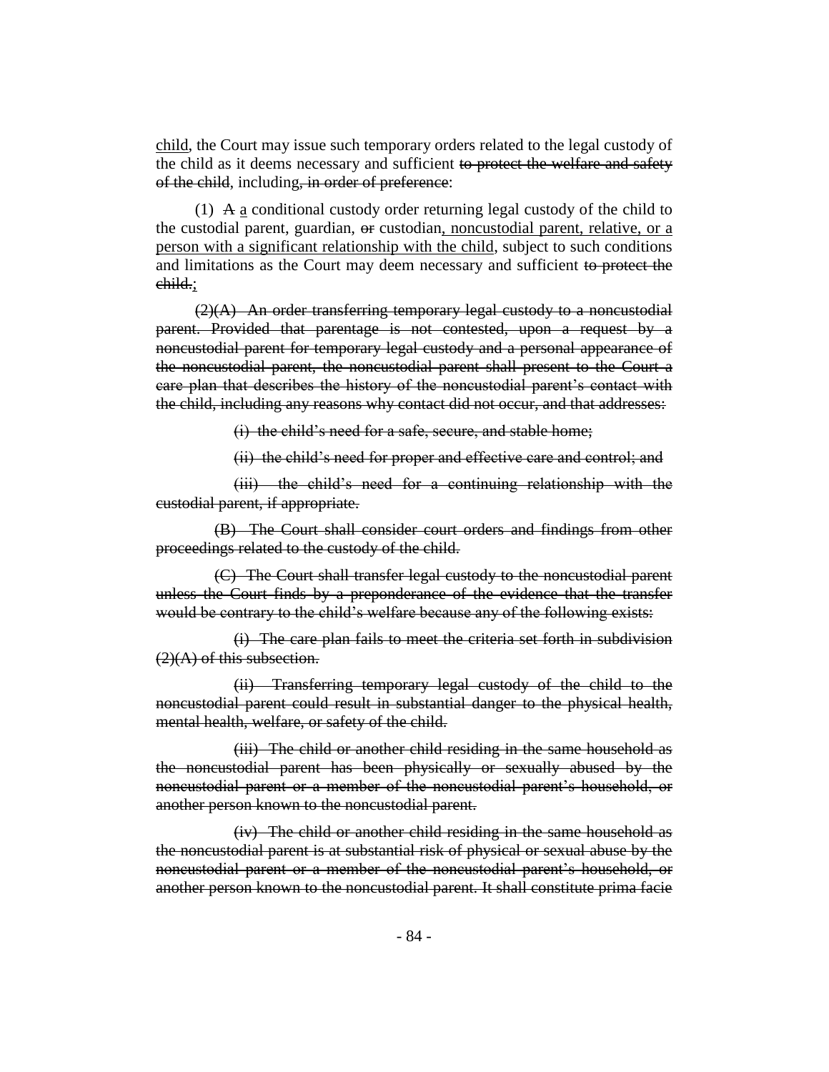child, the Court may issue such temporary orders related to the legal custody of the child as it deems necessary and sufficient ~~to protect the welfare and safety of the child~~, including~~, in order of preference~~:

(1) ~~A~~ a conditional custody order returning legal custody of the child to the custodial parent, guardian, ~~or~~ custodian, noncustodial parent, relative, or a person with a significant relationship with the child, subject to such conditions and limitations as the Court may deem necessary and sufficient ~~to protect the child.~~;

~~(2)(A) An order transferring temporary legal custody to a noncustodial parent. Provided that parentage is not contested, upon a request by a noncustodial parent for temporary legal custody and a personal appearance of the noncustodial parent, the noncustodial parent shall present to the Court a care plan that describes the history of the noncustodial parent's contact with the child, including any reasons why contact did not occur, and that addresses:~~

~~(i) the child's need for a safe, secure, and stable home;~~

~~(ii) the child's need for proper and effective care and control; and~~

~~(iii) the child's need for a continuing relationship with the custodial parent, if appropriate.~~

~~(B) The Court shall consider court orders and findings from other proceedings related to the custody of the child.~~

~~(C) The Court shall transfer legal custody to the noncustodial parent unless the Court finds by a preponderance of the evidence that the transfer would be contrary to the child's welfare because any of the following exists:~~

~~(i) The care plan fails to meet the criteria set forth in subdivision (2)(A) of this subsection.~~

~~(ii) Transferring temporary legal custody of the child to the noncustodial parent could result in substantial danger to the physical health, mental health, welfare, or safety of the child.~~

~~(iii) The child or another child residing in the same household as the noncustodial parent has been physically or sexually abused by the noncustodial parent or a member of the noncustodial parent's household, or another person known to the noncustodial parent.~~

~~(iv) The child or another child residing in the same household as the noncustodial parent is at substantial risk of physical or sexual abuse by the noncustodial parent or a member of the noncustodial parent's household, or another person known to the noncustodial parent. It shall constitute prima facie~~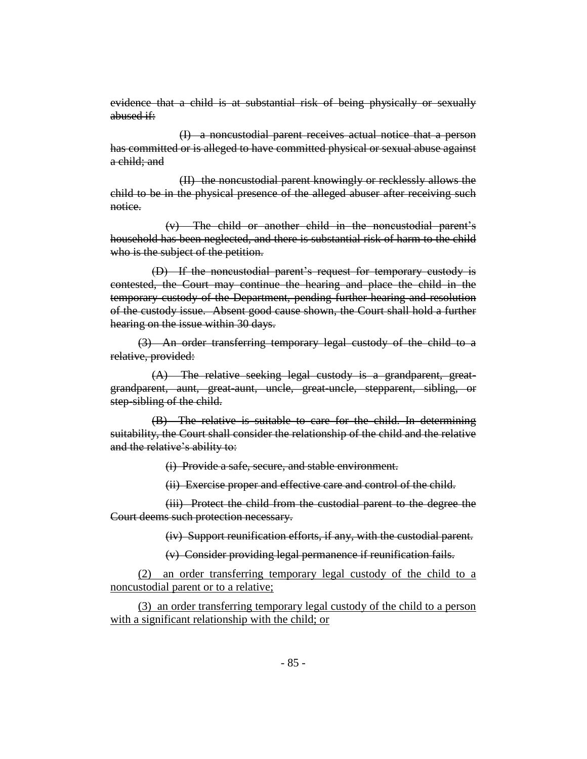~~evidence that a child is at substantial risk of being physically or sexually abused if:~~

~~(I) a noncustodial parent receives actual notice that a person has committed or is alleged to have committed physical or sexual abuse against a child; and~~

~~(II) the noncustodial parent knowingly or recklessly allows the child to be in the physical presence of the alleged abuser after receiving such notice.~~

~~(v) The child or another child in the noncustodial parent's household has been neglected, and there is substantial risk of harm to the child who is the subject of the petition.~~

~~(D) If the noncustodial parent's request for temporary custody is contested, the Court may continue the hearing and place the child in the temporary custody of the Department, pending further hearing and resolution of the custody issue. Absent good cause shown, the Court shall hold a further hearing on the issue within 30 days.~~

~~(3) An order transferring temporary legal custody of the child to a relative, provided:~~

~~(A) The relative seeking legal custody is a grandparent, great-grandparent, aunt, great-aunt, uncle, great-uncle, stepparent, sibling, or step-sibling of the child.~~

~~(B) The relative is suitable to care for the child. In determining suitability, the Court shall consider the relationship of the child and the relative and the relative's ability to:~~

~~(i) Provide a safe, secure, and stable environment.~~

~~(ii) Exercise proper and effective care and control of the child.~~

~~(iii) Protect the child from the custodial parent to the degree the Court deems such protection necessary.~~

~~(iv) Support reunification efforts, if any, with the custodial parent.~~

~~(v) Consider providing legal permanence if reunification fails.~~

<u>(2) an order transferring temporary legal custody of the child to a noncustodial parent or to a relative;</u>

<u>(3) an order transferring temporary legal custody of the child to a person with a significant relationship with the child; or</u>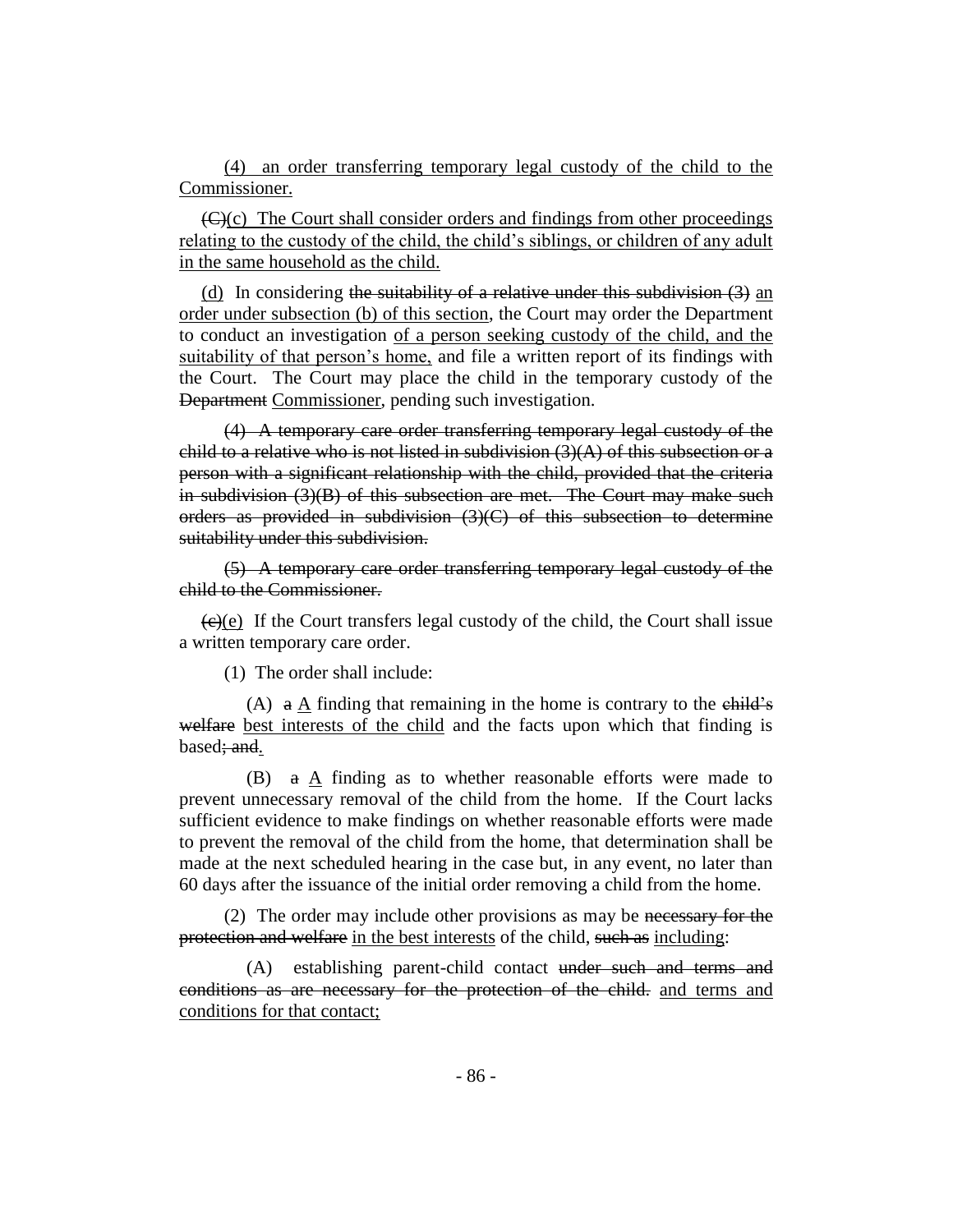<u>(4) an order transferring temporary legal custody of the child to the Commissioner.</u>

~~(C)~~<u>(c)</u> The Court shall consider orders and findings from other proceedings <u>relating to the custody of the child, the child's siblings, or children of any adult in the same household as the child.</u>

<u>(d)</u> In considering ~~the suitability of a relative under this subdivision (3)~~ <u>an order under subsection (b) of this section</u>, the Court may order the Department to conduct an investigation <u>of a person seeking custody of the child, and the suitability of that person's home,</u> and file a written report of its findings with the Court. The Court may place the child in the temporary custody of the ~~Department~~ <u>Commissioner</u>, pending such investigation.

~~(4) A temporary care order transferring temporary legal custody of the child to a relative who is not listed in subdivision (3)(A) of this subsection or a person with a significant relationship with the child, provided that the criteria in subdivision (3)(B) of this subsection are met. The Court may make such orders as provided in subdivision (3)(C) of this subsection to determine suitability under this subdivision.~~

~~(5) A temporary care order transferring temporary legal custody of the child to the Commissioner.~~

~~(c)~~<u>(e)</u> If the Court transfers legal custody of the child, the Court shall issue a written temporary care order.

(1) The order shall include:

(A) ~~a~~ <u>A</u> finding that remaining in the home is contrary to the ~~child's welfare~~ <u>best interests of the child</u> and the facts upon which that finding is based~~; and~~<u>.</u>

(B) ~~a~~ <u>A</u> finding as to whether reasonable efforts were made to prevent unnecessary removal of the child from the home. If the Court lacks sufficient evidence to make findings on whether reasonable efforts were made to prevent the removal of the child from the home, that determination shall be made at the next scheduled hearing in the case but, in any event, no later than 60 days after the issuance of the initial order removing a child from the home.

(2) The order may include other provisions as may be ~~necessary for the protection and welfare~~ <u>in the best interests</u> of the child, ~~such as~~ <u>including</u>:

(A) establishing parent-child contact ~~under such and terms and conditions as are necessary for the protection of the child.~~ <u>and terms and conditions for that contact;</u>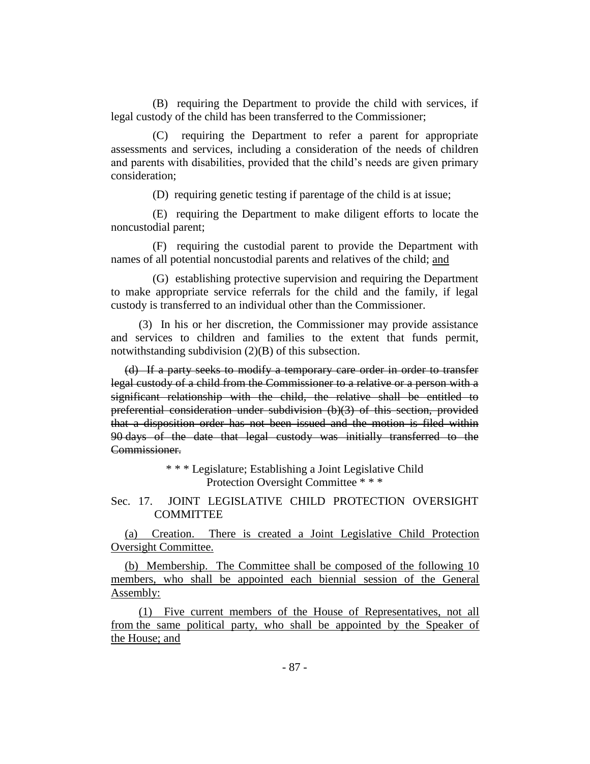(B) requiring the Department to provide the child with services, if legal custody of the child has been transferred to the Commissioner;

(C) requiring the Department to refer a parent for appropriate assessments and services, including a consideration of the needs of children and parents with disabilities, provided that the child's needs are given primary consideration;

(D) requiring genetic testing if parentage of the child is at issue;

(E) requiring the Department to make diligent efforts to locate the noncustodial parent;

(F) requiring the custodial parent to provide the Department with names of all potential noncustodial parents and relatives of the child; <u>and</u>

(G) establishing protective supervision and requiring the Department to make appropriate service referrals for the child and the family, if legal custody is transferred to an individual other than the Commissioner.

(3) In his or her discretion, the Commissioner may provide assistance and services to children and families to the extent that funds permit, notwithstanding subdivision (2)(B) of this subsection.

~~(d) If a party seeks to modify a temporary care order in order to transfer legal custody of a child from the Commissioner to a relative or a person with a significant relationship with the child, the relative shall be entitled to preferential consideration under subdivision (b)(3) of this section, provided that a disposition order has not been issued and the motion is filed within 90 days of the date that legal custody was initially transferred to the Commissioner.~~

\* \* \* Legislature; Establishing a Joint Legislative Child Protection Oversight Committee \* \* \*

Sec. 17. JOINT LEGISLATIVE CHILD PROTECTION OVERSIGHT COMMITTEE

<u>(a) Creation. There is created a Joint Legislative Child Protection Oversight Committee.</u>

<u>(b) Membership. The Committee shall be composed of the following 10 members, who shall be appointed each biennial session of the General Assembly:</u>

<u>(1) Five current members of the House of Representatives, not all from the same political party, who shall be appointed by the Speaker of the House; and</u>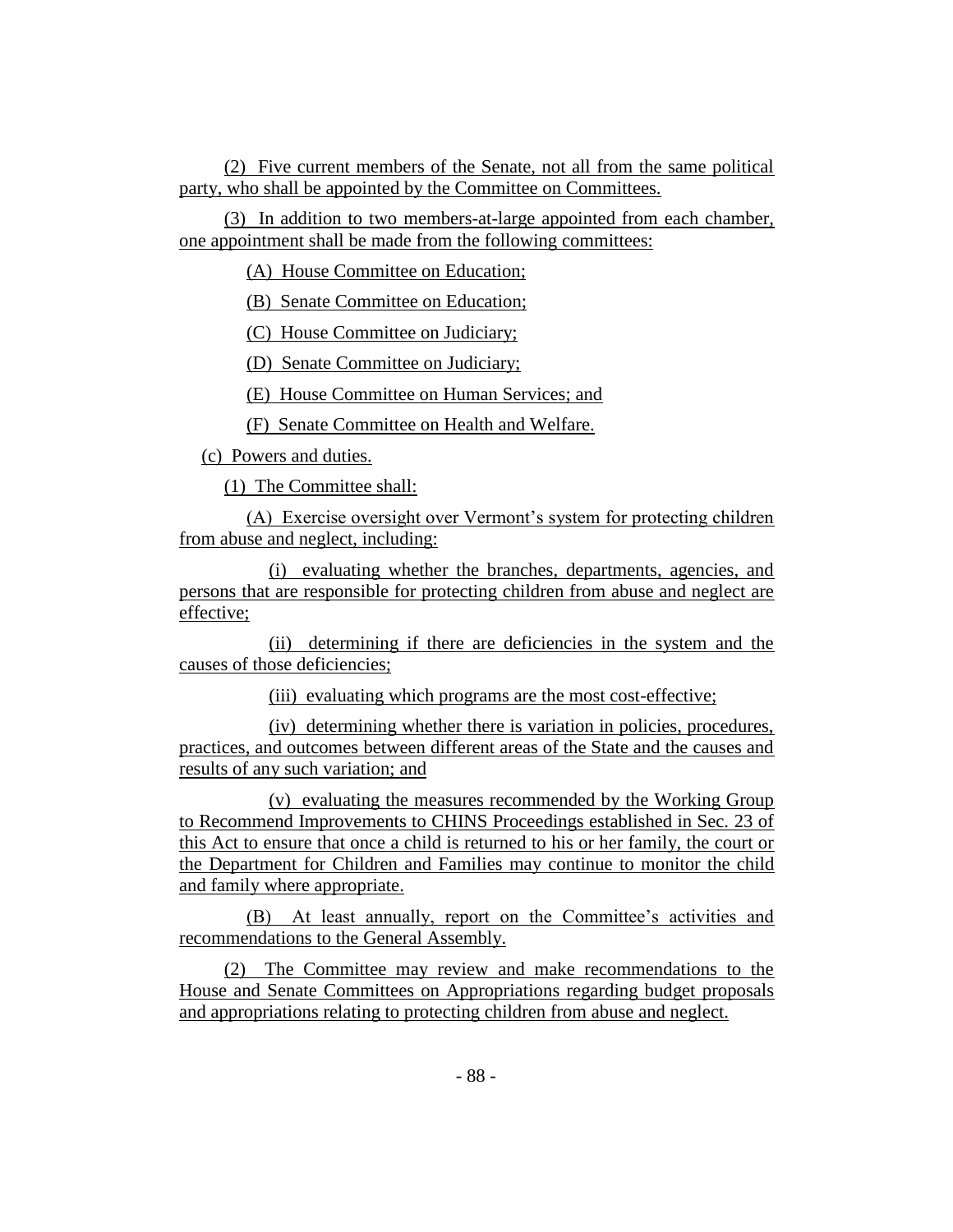(2) Five current members of the Senate, not all from the same political party, who shall be appointed by the Committee on Committees.

(3) In addition to two members-at-large appointed from each chamber, one appointment shall be made from the following committees:

(A) House Committee on Education;

(B) Senate Committee on Education;

(C) House Committee on Judiciary;

(D) Senate Committee on Judiciary;

(E) House Committee on Human Services; and

(F) Senate Committee on Health and Welfare.

(c) Powers and duties.

(1) The Committee shall:

(A) Exercise oversight over Vermont's system for protecting children from abuse and neglect, including:

(i) evaluating whether the branches, departments, agencies, and persons that are responsible for protecting children from abuse and neglect are effective;

(ii) determining if there are deficiencies in the system and the causes of those deficiencies;

(iii) evaluating which programs are the most cost-effective;

(iv) determining whether there is variation in policies, procedures, practices, and outcomes between different areas of the State and the causes and results of any such variation; and

(v) evaluating the measures recommended by the Working Group to Recommend Improvements to CHINS Proceedings established in Sec. 23 of this Act to ensure that once a child is returned to his or her family, the court or the Department for Children and Families may continue to monitor the child and family where appropriate.

(B) At least annually, report on the Committee's activities and recommendations to the General Assembly.

(2) The Committee may review and make recommendations to the House and Senate Committees on Appropriations regarding budget proposals and appropriations relating to protecting children from abuse and neglect.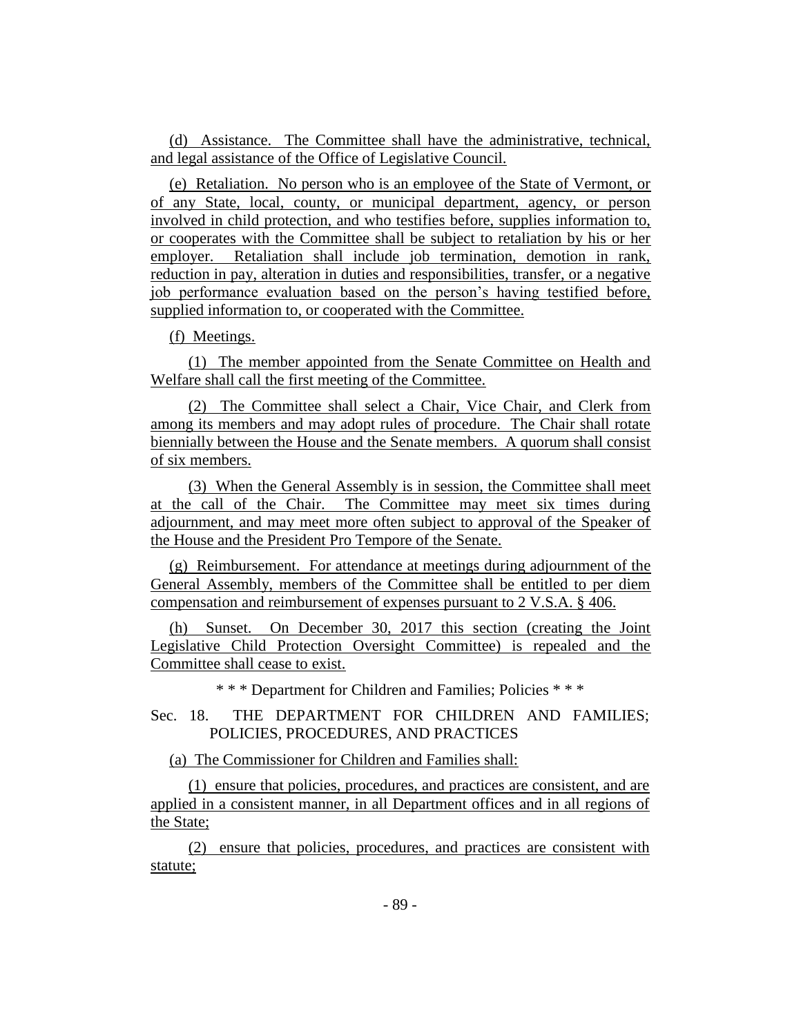(d) Assistance. The Committee shall have the administrative, technical, and legal assistance of the Office of Legislative Council.

(e) Retaliation. No person who is an employee of the State of Vermont, or of any State, local, county, or municipal department, agency, or person involved in child protection, and who testifies before, supplies information to, or cooperates with the Committee shall be subject to retaliation by his or her employer. Retaliation shall include job termination, demotion in rank, reduction in pay, alteration in duties and responsibilities, transfer, or a negative job performance evaluation based on the person's having testified before, supplied information to, or cooperated with the Committee.

(f) Meetings.

(1) The member appointed from the Senate Committee on Health and Welfare shall call the first meeting of the Committee.

(2) The Committee shall select a Chair, Vice Chair, and Clerk from among its members and may adopt rules of procedure. The Chair shall rotate biennially between the House and the Senate members. A quorum shall consist of six members.

(3) When the General Assembly is in session, the Committee shall meet at the call of the Chair. The Committee may meet six times during adjournment, and may meet more often subject to approval of the Speaker of the House and the President Pro Tempore of the Senate.

(g) Reimbursement. For attendance at meetings during adjournment of the General Assembly, members of the Committee shall be entitled to per diem compensation and reimbursement of expenses pursuant to 2 V.S.A. § 406.

(h) Sunset. On December 30, 2017 this section (creating the Joint Legislative Child Protection Oversight Committee) is repealed and the Committee shall cease to exist.

\* \* \* Department for Children and Families; Policies \* \* \*

Sec. 18. THE DEPARTMENT FOR CHILDREN AND FAMILIES; POLICIES, PROCEDURES, AND PRACTICES

(a) The Commissioner for Children and Families shall:

(1) ensure that policies, procedures, and practices are consistent, and are applied in a consistent manner, in all Department offices and in all regions of the State;

(2) ensure that policies, procedures, and practices are consistent with statute;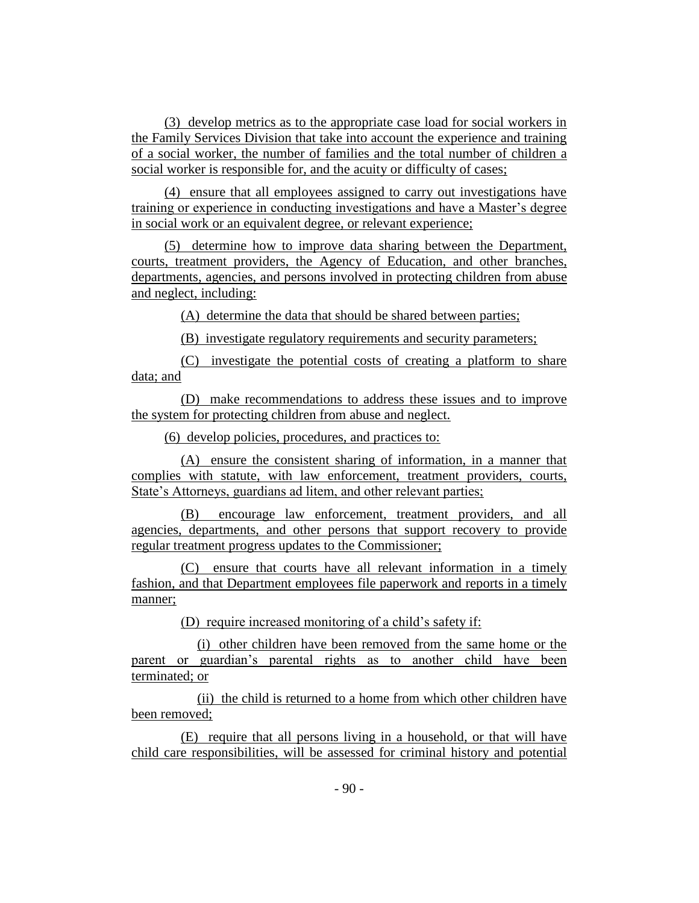(3) develop metrics as to the appropriate case load for social workers in the Family Services Division that take into account the experience and training of a social worker, the number of families and the total number of children a social worker is responsible for, and the acuity or difficulty of cases;

(4) ensure that all employees assigned to carry out investigations have training or experience in conducting investigations and have a Master's degree in social work or an equivalent degree, or relevant experience;

(5) determine how to improve data sharing between the Department, courts, treatment providers, the Agency of Education, and other branches, departments, agencies, and persons involved in protecting children from abuse and neglect, including:

(A) determine the data that should be shared between parties;

(B) investigate regulatory requirements and security parameters;

(C) investigate the potential costs of creating a platform to share data; and

(D) make recommendations to address these issues and to improve the system for protecting children from abuse and neglect.

(6) develop policies, procedures, and practices to:

(A) ensure the consistent sharing of information, in a manner that complies with statute, with law enforcement, treatment providers, courts, State's Attorneys, guardians ad litem, and other relevant parties;

(B) encourage law enforcement, treatment providers, and all agencies, departments, and other persons that support recovery to provide regular treatment progress updates to the Commissioner;

(C) ensure that courts have all relevant information in a timely fashion, and that Department employees file paperwork and reports in a timely manner;

(D) require increased monitoring of a child's safety if:

(i) other children have been removed from the same home or the parent or guardian's parental rights as to another child have been terminated; or

(ii) the child is returned to a home from which other children have been removed;

(E) require that all persons living in a household, or that will have child care responsibilities, will be assessed for criminal history and potential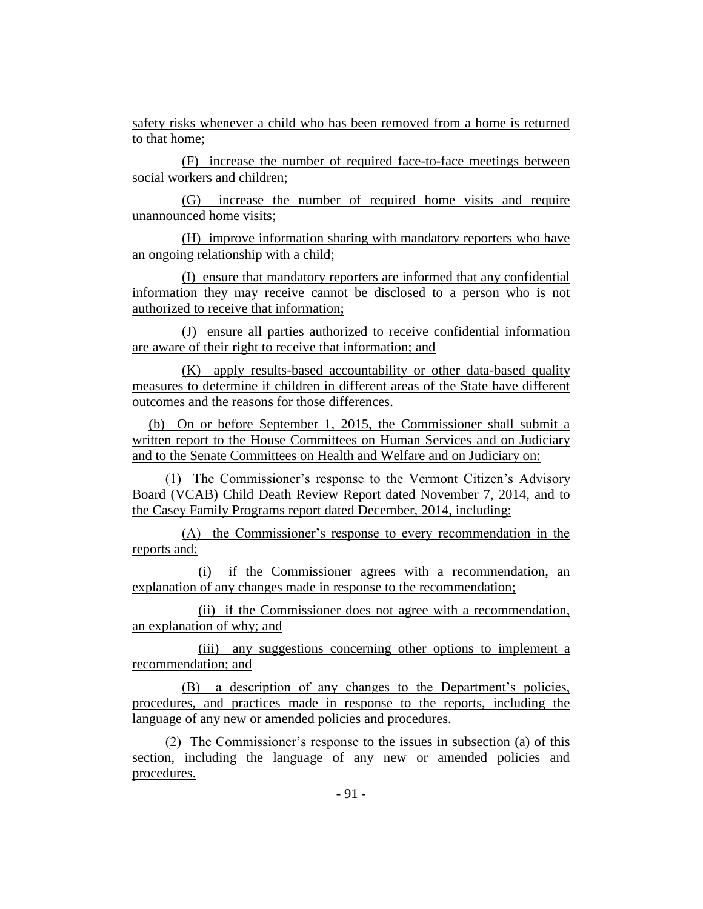safety risks whenever a child who has been removed from a home is returned to that home;

(F) increase the number of required face-to-face meetings between social workers and children;

(G) increase the number of required home visits and require unannounced home visits;

(H) improve information sharing with mandatory reporters who have an ongoing relationship with a child;

(I) ensure that mandatory reporters are informed that any confidential information they may receive cannot be disclosed to a person who is not authorized to receive that information;

(J) ensure all parties authorized to receive confidential information are aware of their right to receive that information; and

(K) apply results-based accountability or other data-based quality measures to determine if children in different areas of the State have different outcomes and the reasons for those differences.

(b) On or before September 1, 2015, the Commissioner shall submit a written report to the House Committees on Human Services and on Judiciary and to the Senate Committees on Health and Welfare and on Judiciary on:

(1) The Commissioner's response to the Vermont Citizen's Advisory Board (VCAB) Child Death Review Report dated November 7, 2014, and to the Casey Family Programs report dated December, 2014, including:

(A) the Commissioner's response to every recommendation in the reports and:

(i) if the Commissioner agrees with a recommendation, an explanation of any changes made in response to the recommendation;

(ii) if the Commissioner does not agree with a recommendation, an explanation of why; and

(iii) any suggestions concerning other options to implement a recommendation; and

(B) a description of any changes to the Department's policies, procedures, and practices made in response to the reports, including the language of any new or amended policies and procedures.

(2) The Commissioner's response to the issues in subsection (a) of this section, including the language of any new or amended policies and procedures.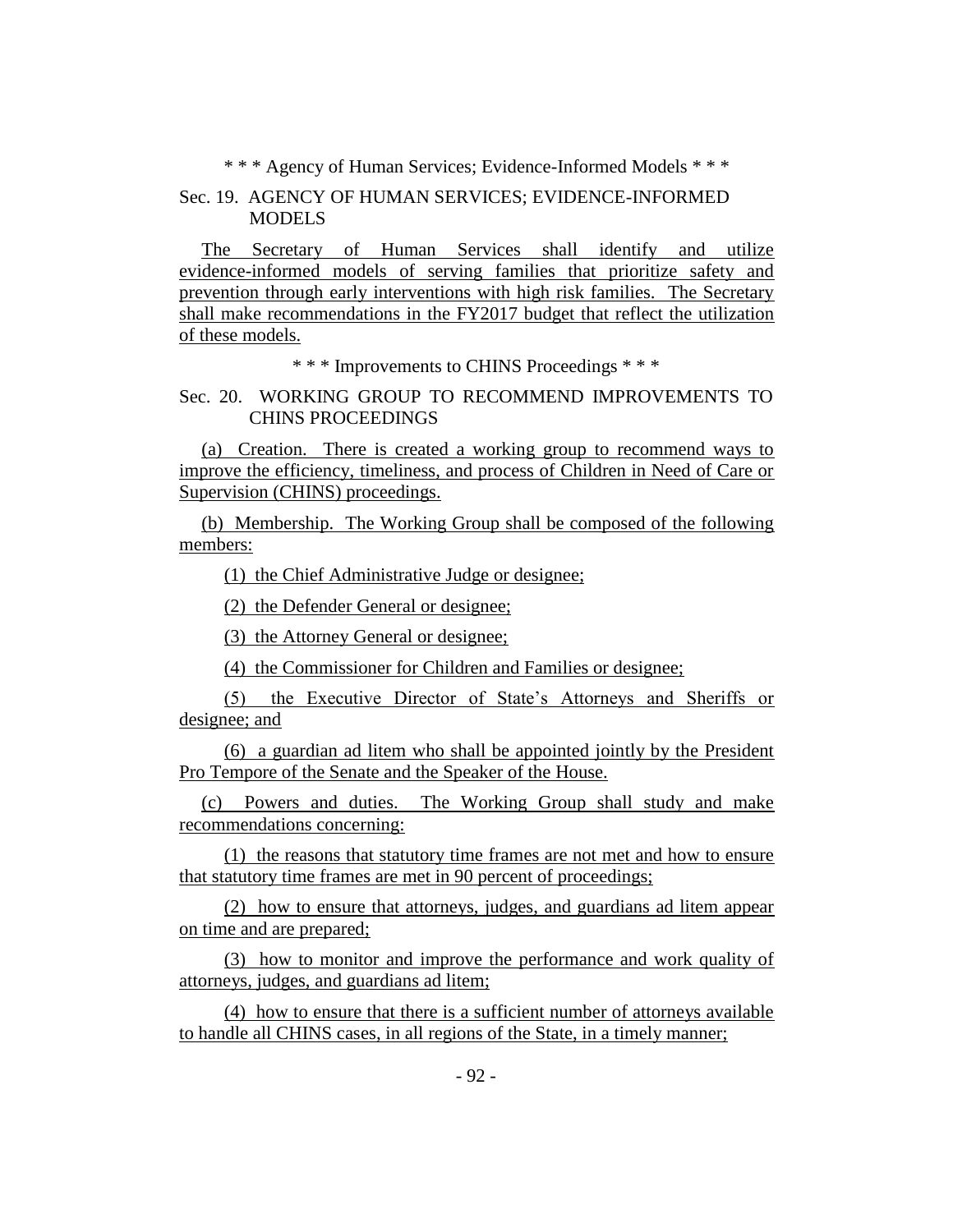* * * Agency of Human Services; Evidence-Informed Models * * *

Sec. 19. AGENCY OF HUMAN SERVICES; EVIDENCE-INFORMED MODELS

The Secretary of Human Services shall identify and utilize evidence-informed models of serving families that prioritize safety and prevention through early interventions with high risk families. The Secretary shall make recommendations in the FY2017 budget that reflect the utilization of these models.

* * * Improvements to CHINS Proceedings * * *

Sec. 20. WORKING GROUP TO RECOMMEND IMPROVEMENTS TO CHINS PROCEEDINGS

(a) Creation. There is created a working group to recommend ways to improve the efficiency, timeliness, and process of Children in Need of Care or Supervision (CHINS) proceedings.

(b) Membership. The Working Group shall be composed of the following members:

(1) the Chief Administrative Judge or designee;

(2) the Defender General or designee;

(3) the Attorney General or designee;

(4) the Commissioner for Children and Families or designee;

(5) the Executive Director of State's Attorneys and Sheriffs or designee; and

(6) a guardian ad litem who shall be appointed jointly by the President Pro Tempore of the Senate and the Speaker of the House.

(c) Powers and duties. The Working Group shall study and make recommendations concerning:

(1) the reasons that statutory time frames are not met and how to ensure that statutory time frames are met in 90 percent of proceedings;

(2) how to ensure that attorneys, judges, and guardians ad litem appear on time and are prepared;

(3) how to monitor and improve the performance and work quality of attorneys, judges, and guardians ad litem;

(4) how to ensure that there is a sufficient number of attorneys available to handle all CHINS cases, in all regions of the State, in a timely manner;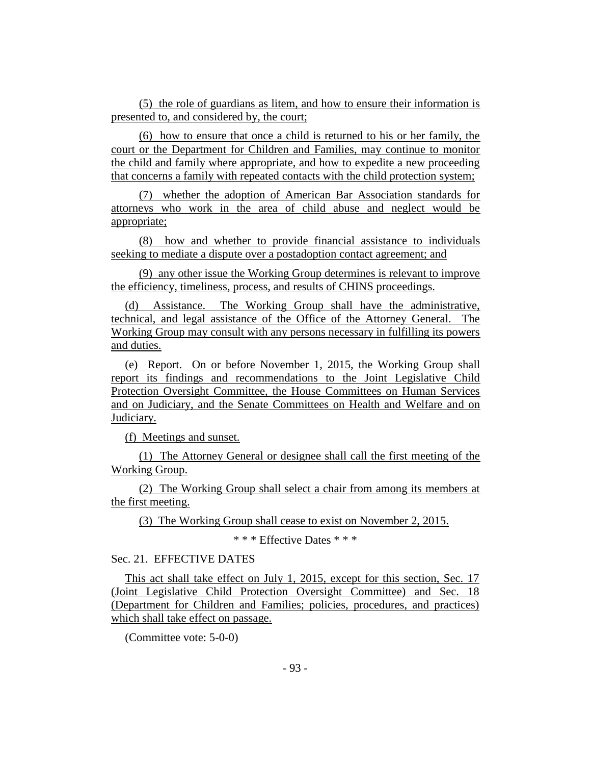(5) the role of guardians as litem, and how to ensure their information is presented to, and considered by, the court;

(6) how to ensure that once a child is returned to his or her family, the court or the Department for Children and Families, may continue to monitor the child and family where appropriate, and how to expedite a new proceeding that concerns a family with repeated contacts with the child protection system;

(7) whether the adoption of American Bar Association standards for attorneys who work in the area of child abuse and neglect would be appropriate;

(8) how and whether to provide financial assistance to individuals seeking to mediate a dispute over a postadoption contact agreement; and

(9) any other issue the Working Group determines is relevant to improve the efficiency, timeliness, process, and results of CHINS proceedings.

(d) Assistance. The Working Group shall have the administrative, technical, and legal assistance of the Office of the Attorney General. The Working Group may consult with any persons necessary in fulfilling its powers and duties.

(e) Report. On or before November 1, 2015, the Working Group shall report its findings and recommendations to the Joint Legislative Child Protection Oversight Committee, the House Committees on Human Services and on Judiciary, and the Senate Committees on Health and Welfare and on Judiciary.

(f) Meetings and sunset.

(1) The Attorney General or designee shall call the first meeting of the Working Group.

(2) The Working Group shall select a chair from among its members at the first meeting.

(3) The Working Group shall cease to exist on November 2, 2015.

\* \* \* Effective Dates \* \* \*

Sec. 21. EFFECTIVE DATES

This act shall take effect on July 1, 2015, except for this section, Sec. 17 (Joint Legislative Child Protection Oversight Committee) and Sec. 18 (Department for Children and Families; policies, procedures, and practices) which shall take effect on passage.

(Committee vote: 5-0-0)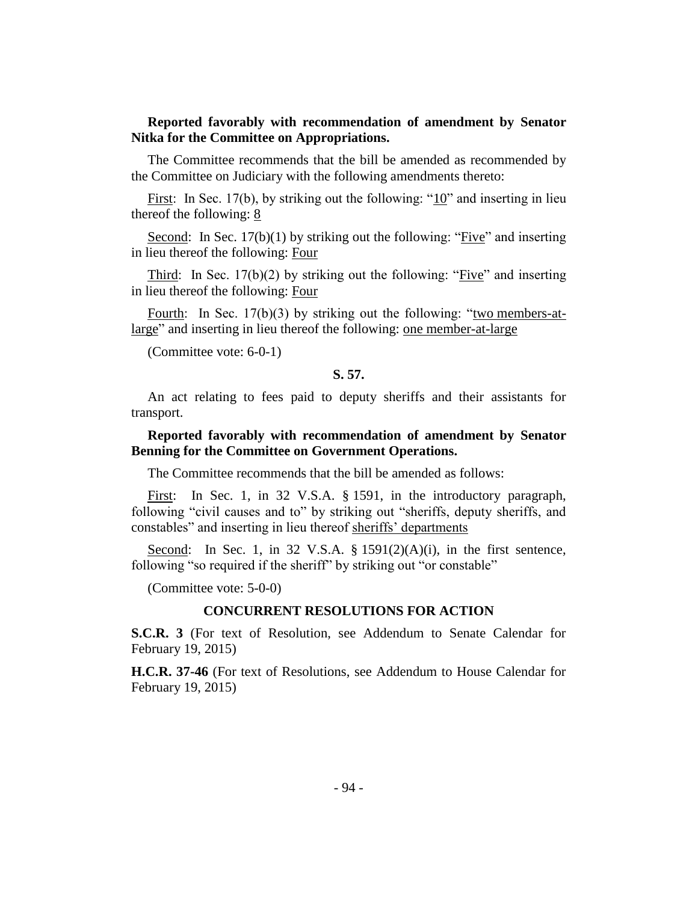**Reported favorably with recommendation of amendment by Senator Nitka for the Committee on Appropriations.**

The Committee recommends that the bill be amended as recommended by the Committee on Judiciary with the following amendments thereto:

First: In Sec. 17(b), by striking out the following: "10" and inserting in lieu thereof the following: 8

Second: In Sec. 17(b)(1) by striking out the following: "Five" and inserting in lieu thereof the following: Four

Third: In Sec. 17(b)(2) by striking out the following: "Five" and inserting in lieu thereof the following: Four

Fourth: In Sec. 17(b)(3) by striking out the following: "two members-at-large" and inserting in lieu thereof the following: one member-at-large

(Committee vote: 6-0-1)

**S. 57.**

An act relating to fees paid to deputy sheriffs and their assistants for transport.

**Reported favorably with recommendation of amendment by Senator Benning for the Committee on Government Operations.**

The Committee recommends that the bill be amended as follows:

First: In Sec. 1, in 32 V.S.A. § 1591, in the introductory paragraph, following "civil causes and to" by striking out "sheriffs, deputy sheriffs, and constables" and inserting in lieu thereof sheriffs' departments

Second: In Sec. 1, in 32 V.S.A. § 1591(2)(A)(i), in the first sentence, following "so required if the sheriff" by striking out "or constable"

(Committee vote: 5-0-0)

**CONCURRENT RESOLUTIONS FOR ACTION**

**S.C.R. 3** (For text of Resolution, see Addendum to Senate Calendar for February 19, 2015)

**H.C.R. 37-46** (For text of Resolutions, see Addendum to House Calendar for February 19, 2015)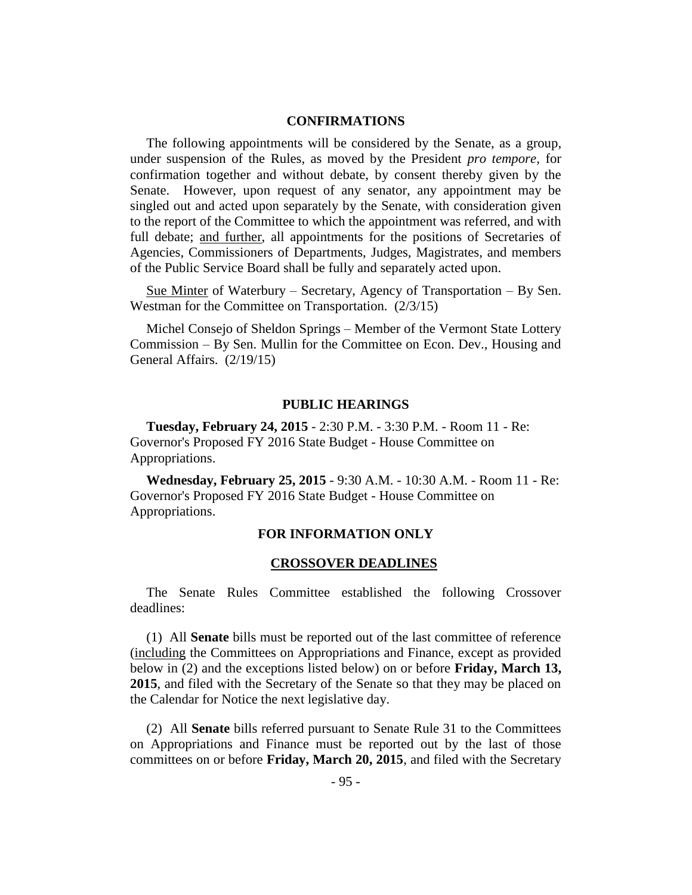## CONFIRMATIONS

The following appointments will be considered by the Senate, as a group, under suspension of the Rules, as moved by the President *pro tempore,* for confirmation together and without debate, by consent thereby given by the Senate. However, upon request of any senator, any appointment may be singled out and acted upon separately by the Senate, with consideration given to the report of the Committee to which the appointment was referred, and with full debate; and further, all appointments for the positions of Secretaries of Agencies, Commissioners of Departments, Judges, Magistrates, and members of the Public Service Board shall be fully and separately acted upon.

Sue Minter of Waterbury – Secretary, Agency of Transportation – By Sen. Westman for the Committee on Transportation. (2/3/15)

Michel Consejo of Sheldon Springs – Member of the Vermont State Lottery Commission – By Sen. Mullin for the Committee on Econ. Dev., Housing and General Affairs. (2/19/15)

## PUBLIC HEARINGS

**Tuesday, February 24, 2015** - 2:30 P.M. - 3:30 P.M. - Room 11 - Re: Governor's Proposed FY 2016 State Budget - House Committee on Appropriations.

**Wednesday, February 25, 2015** - 9:30 A.M. - 10:30 A.M. - Room 11 - Re: Governor's Proposed FY 2016 State Budget - House Committee on Appropriations.

## FOR INFORMATION ONLY

### CROSSOVER DEADLINES

The Senate Rules Committee established the following Crossover deadlines:

(1) All **Senate** bills must be reported out of the last committee of reference (including the Committees on Appropriations and Finance, except as provided below in (2) and the exceptions listed below) on or before **Friday, March 13, 2015**, and filed with the Secretary of the Senate so that they may be placed on the Calendar for Notice the next legislative day.

(2) All **Senate** bills referred pursuant to Senate Rule 31 to the Committees on Appropriations and Finance must be reported out by the last of those committees on or before **Friday, March 20, 2015**, and filed with the Secretary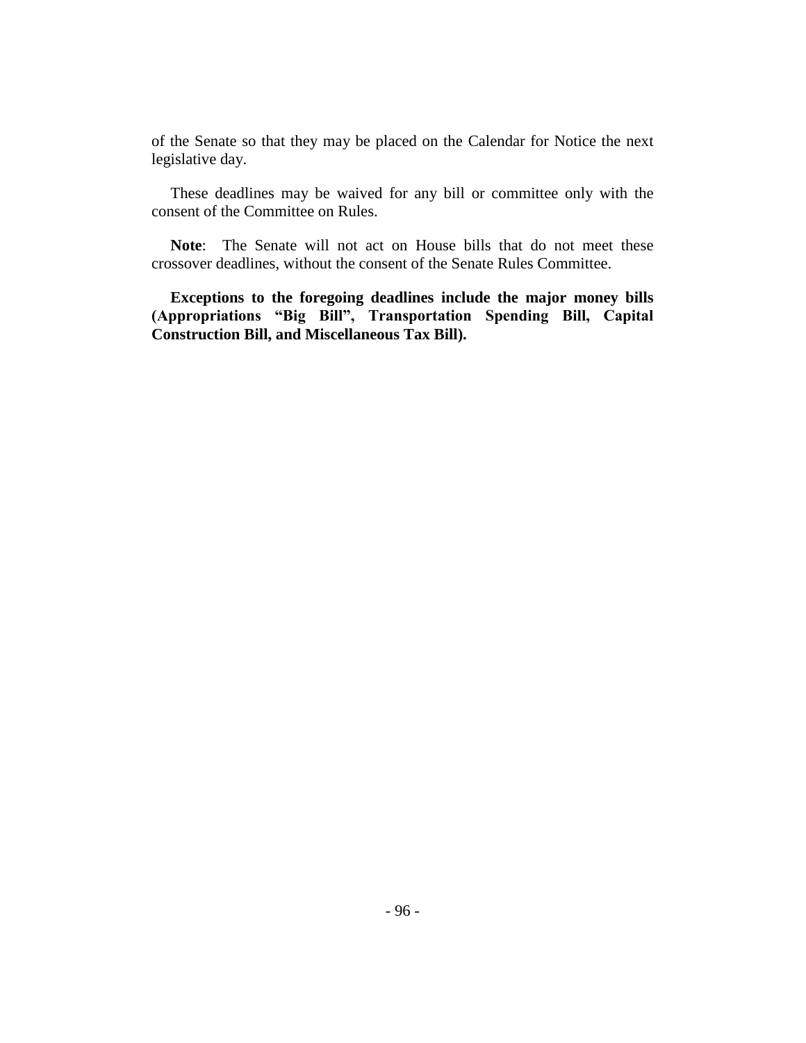of the Senate so that they may be placed on the Calendar for Notice the next legislative day.

These deadlines may be waived for any bill or committee only with the consent of the Committee on Rules.

**Note**: The Senate will not act on House bills that do not meet these crossover deadlines, without the consent of the Senate Rules Committee.

**Exceptions to the foregoing deadlines include the major money bills (Appropriations "Big Bill", Transportation Spending Bill, Capital Construction Bill, and Miscellaneous Tax Bill).**